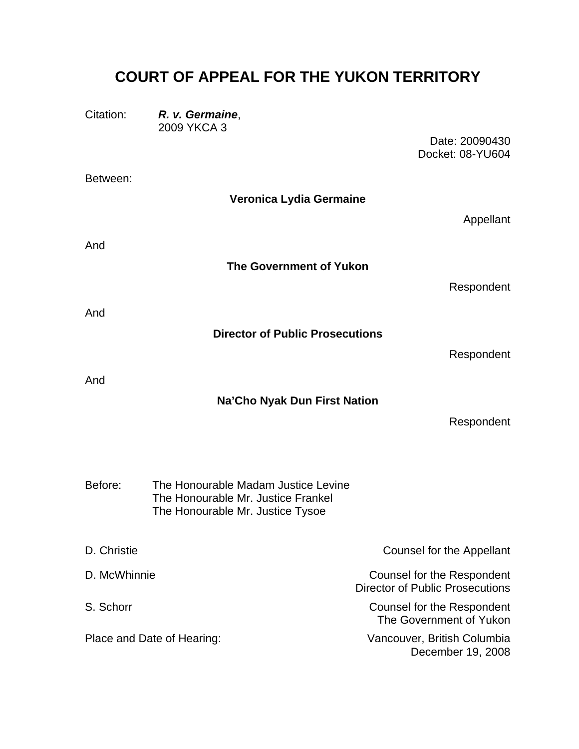# COURT OF APPEAL FOR THE YUKON TERRITORY

Citation: ***R. v. Germaine***,
2009 YKCA 3

Date: 20090430
Docket: 08-YU604

Between:

**Veronica Lydia Germaine**

Appellant

And

**The Government of Yukon**

Respondent

And

**Director of Public Prosecutions**

Respondent

And

**Na'Cho Nyak Dun First Nation**

Respondent

Before: The Honourable Madam Justice Levine
The Honourable Mr. Justice Frankel
The Honourable Mr. Justice Tysoe

D. Christie — Counsel for the Appellant

D. McWhinnie — Counsel for the Respondent Director of Public Prosecutions

S. Schorr — Counsel for the Respondent The Government of Yukon

Place and Date of Hearing: Vancouver, British Columbia
December 19, 2008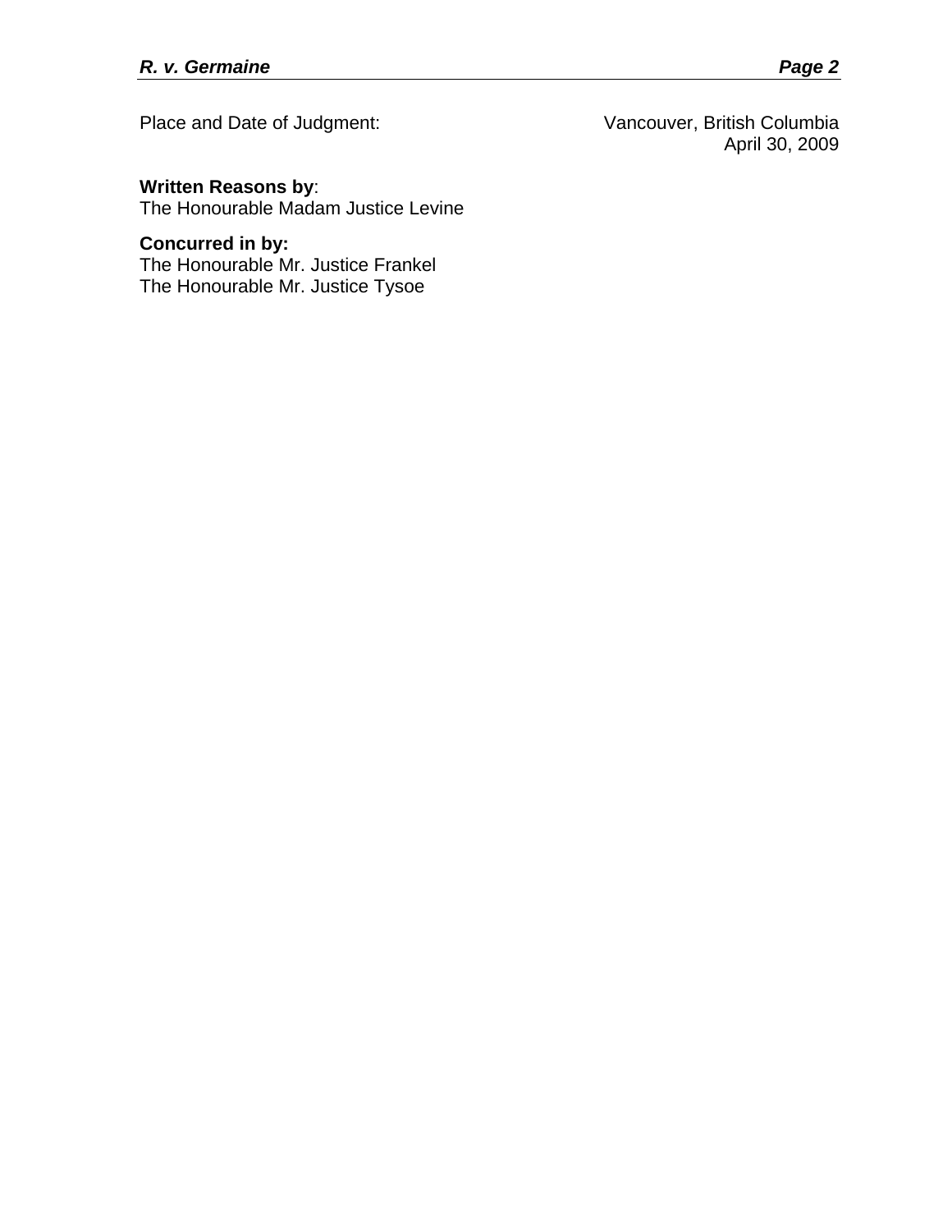Place and Date of Judgment: Vancouver, British Columbia
April 30, 2009

**Written Reasons by**:
The Honourable Madam Justice Levine

**Concurred in by:**
The Honourable Mr. Justice Frankel
The Honourable Mr. Justice Tysoe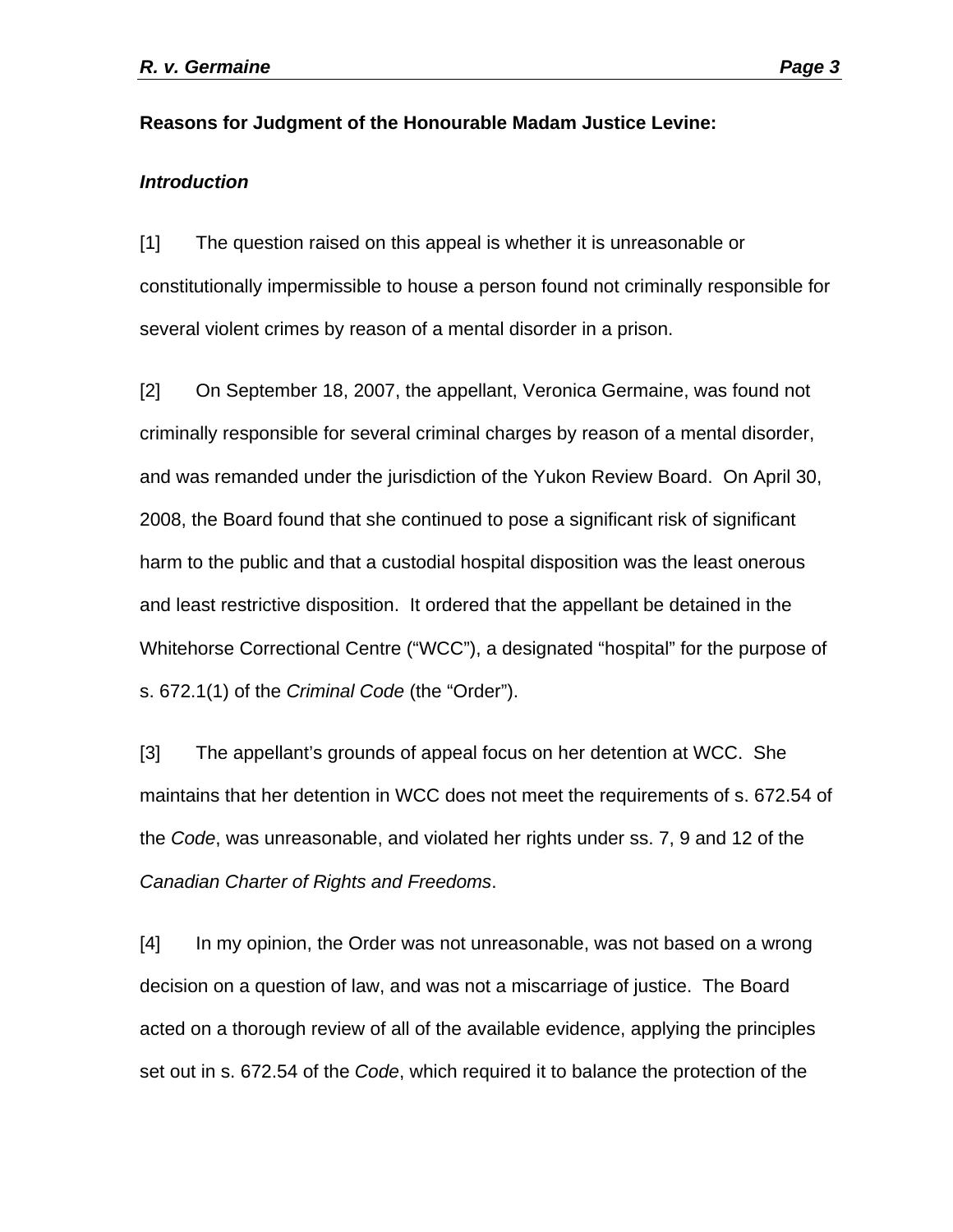**Reasons for Judgment of the Honourable Madam Justice Levine:**

***Introduction***

[1] The question raised on this appeal is whether it is unreasonable or constitutionally impermissible to house a person found not criminally responsible for several violent crimes by reason of a mental disorder in a prison.

[2] On September 18, 2007, the appellant, Veronica Germaine, was found not criminally responsible for several criminal charges by reason of a mental disorder, and was remanded under the jurisdiction of the Yukon Review Board. On April 30, 2008, the Board found that she continued to pose a significant risk of significant harm to the public and that a custodial hospital disposition was the least onerous and least restrictive disposition. It ordered that the appellant be detained in the Whitehorse Correctional Centre ("WCC"), a designated "hospital" for the purpose of s. 672.1(1) of the *Criminal Code* (the "Order").

[3] The appellant's grounds of appeal focus on her detention at WCC. She maintains that her detention in WCC does not meet the requirements of s. 672.54 of the *Code*, was unreasonable, and violated her rights under ss. 7, 9 and 12 of the *Canadian Charter of Rights and Freedoms*.

[4] In my opinion, the Order was not unreasonable, was not based on a wrong decision on a question of law, and was not a miscarriage of justice. The Board acted on a thorough review of all of the available evidence, applying the principles set out in s. 672.54 of the *Code*, which required it to balance the protection of the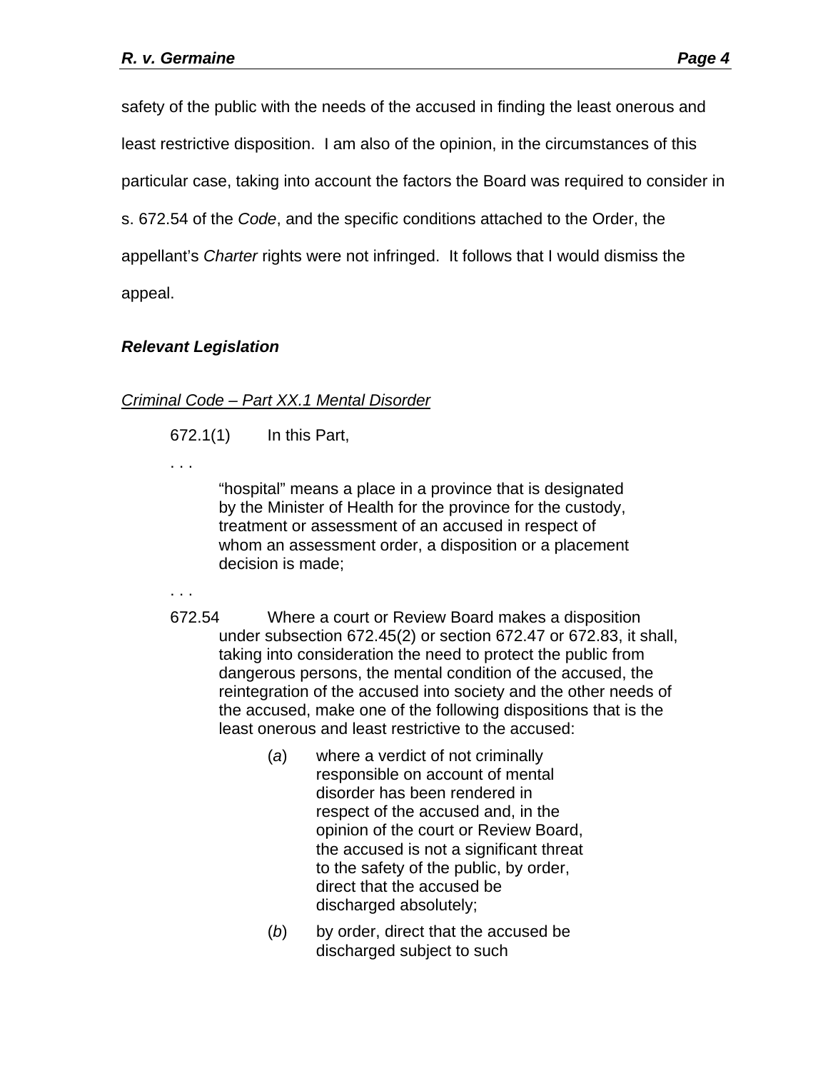safety of the public with the needs of the accused in finding the least onerous and least restrictive disposition. I am also of the opinion, in the circumstances of this particular case, taking into account the factors the Board was required to consider in s. 672.54 of the *Code*, and the specific conditions attached to the Order, the appellant's *Charter* rights were not infringed. It follows that I would dismiss the appeal.

***Relevant Legislation***

*Criminal Code – Part XX.1 Mental Disorder*

> 672.1(1) In this Part,
>
> . . .
>
> "hospital" means a place in a province that is designated by the Minister of Health for the province for the custody, treatment or assessment of an accused in respect of whom an assessment order, a disposition or a placement decision is made;
>
> . . .
>
> 672.54 Where a court or Review Board makes a disposition under subsection 672.45(2) or section 672.47 or 672.83, it shall, taking into consideration the need to protect the public from dangerous persons, the mental condition of the accused, the reintegration of the accused into society and the other needs of the accused, make one of the following dispositions that is the least onerous and least restrictive to the accused:
>
> (*a*) where a verdict of not criminally responsible on account of mental disorder has been rendered in respect of the accused and, in the opinion of the court or Review Board, the accused is not a significant threat to the safety of the public, by order, direct that the accused be discharged absolutely;
>
> (*b*) by order, direct that the accused be discharged subject to such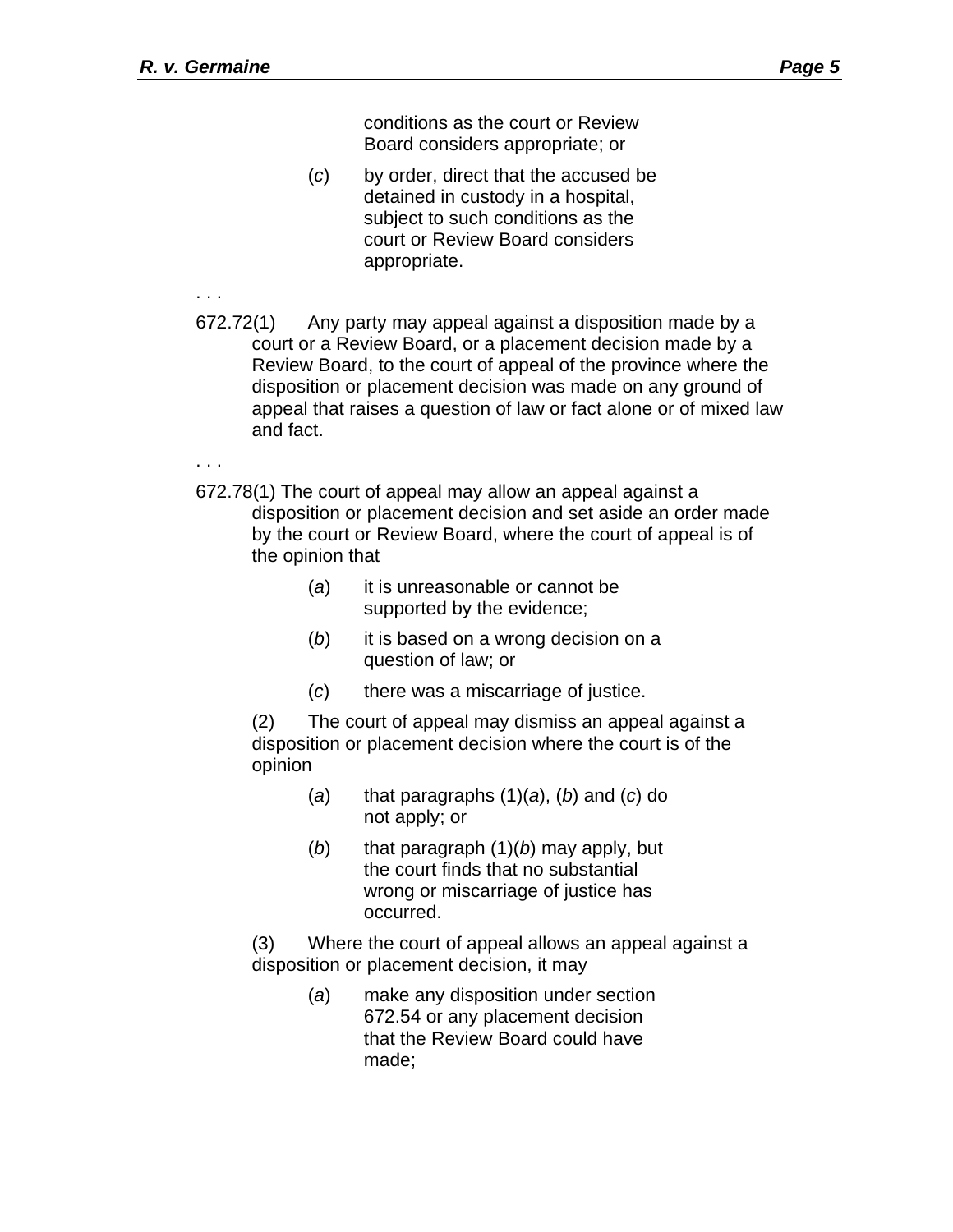conditions as the court or Review Board considers appropriate; or

(*c*) by order, direct that the accused be detained in custody in a hospital, subject to such conditions as the court or Review Board considers appropriate.

. . .

672.72(1) Any party may appeal against a disposition made by a court or a Review Board, or a placement decision made by a Review Board, to the court of appeal of the province where the disposition or placement decision was made on any ground of appeal that raises a question of law or fact alone or of mixed law and fact.

. . .

672.78(1) The court of appeal may allow an appeal against a disposition or placement decision and set aside an order made by the court or Review Board, where the court of appeal is of the opinion that

(*a*) it is unreasonable or cannot be supported by the evidence;

(*b*) it is based on a wrong decision on a question of law; or

(*c*) there was a miscarriage of justice.

(2) The court of appeal may dismiss an appeal against a disposition or placement decision where the court is of the opinion

(*a*) that paragraphs (1)(*a*), (*b*) and (*c*) do not apply; or

(*b*) that paragraph (1)(*b*) may apply, but the court finds that no substantial wrong or miscarriage of justice has occurred.

(3) Where the court of appeal allows an appeal against a disposition or placement decision, it may

(*a*) make any disposition under section 672.54 or any placement decision that the Review Board could have made;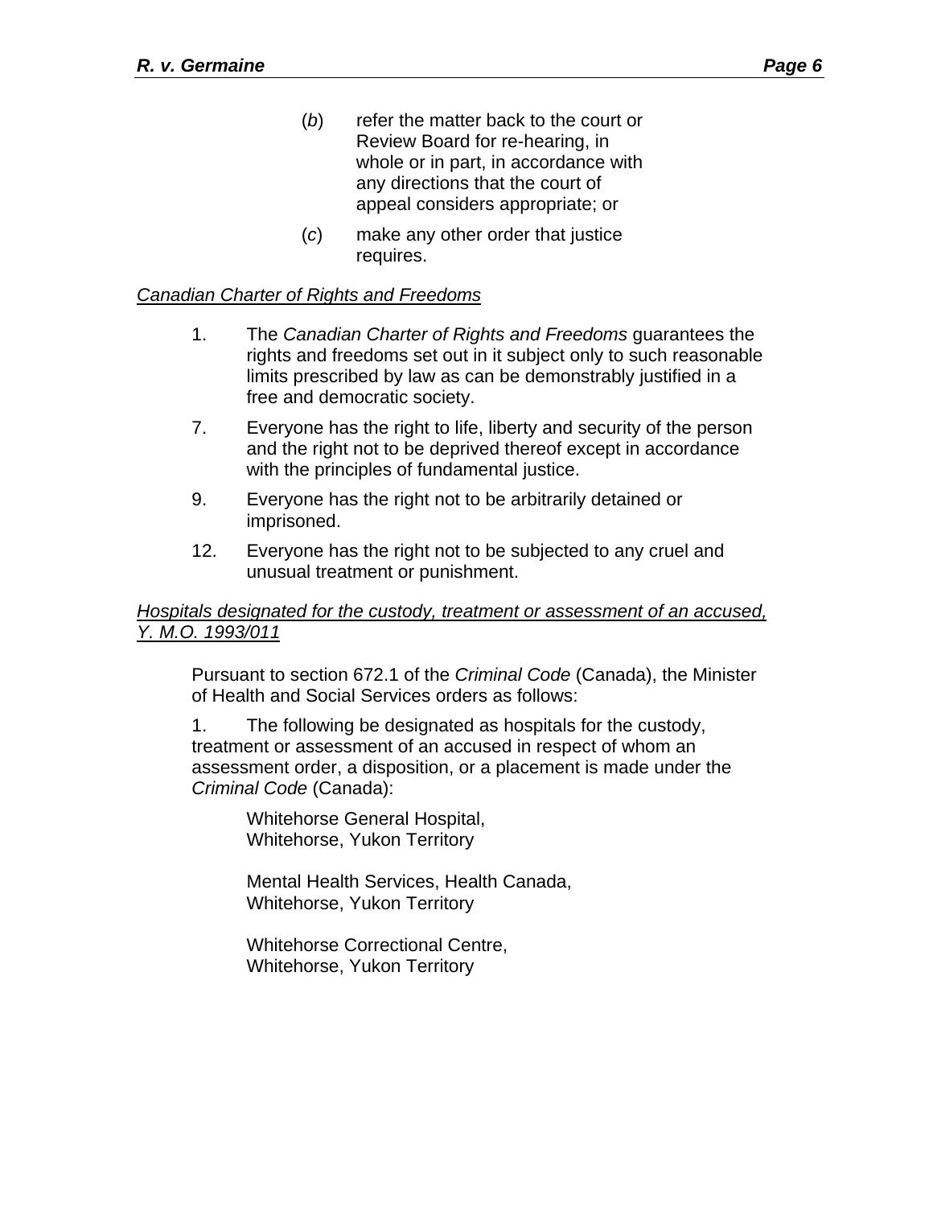(*b*) refer the matter back to the court or Review Board for re-hearing, in whole or in part, in accordance with any directions that the court of appeal considers appropriate; or

(*c*) make any other order that justice requires.

*Canadian Charter of Rights and Freedoms*

1. The *Canadian Charter of Rights and Freedoms* guarantees the rights and freedoms set out in it subject only to such reasonable limits prescribed by law as can be demonstrably justified in a free and democratic society.

7. Everyone has the right to life, liberty and security of the person and the right not to be deprived thereof except in accordance with the principles of fundamental justice.

9. Everyone has the right not to be arbitrarily detained or imprisoned.

12. Everyone has the right not to be subjected to any cruel and unusual treatment or punishment.

*Hospitals designated for the custody, treatment or assessment of an accused, Y. M.O. 1993/011*

Pursuant to section 672.1 of the *Criminal Code* (Canada), the Minister of Health and Social Services orders as follows:

1. The following be designated as hospitals for the custody, treatment or assessment of an accused in respect of whom an assessment order, a disposition, or a placement is made under the *Criminal Code* (Canada):

Whitehorse General Hospital,
Whitehorse, Yukon Territory

Mental Health Services, Health Canada,
Whitehorse, Yukon Territory

Whitehorse Correctional Centre,
Whitehorse, Yukon Territory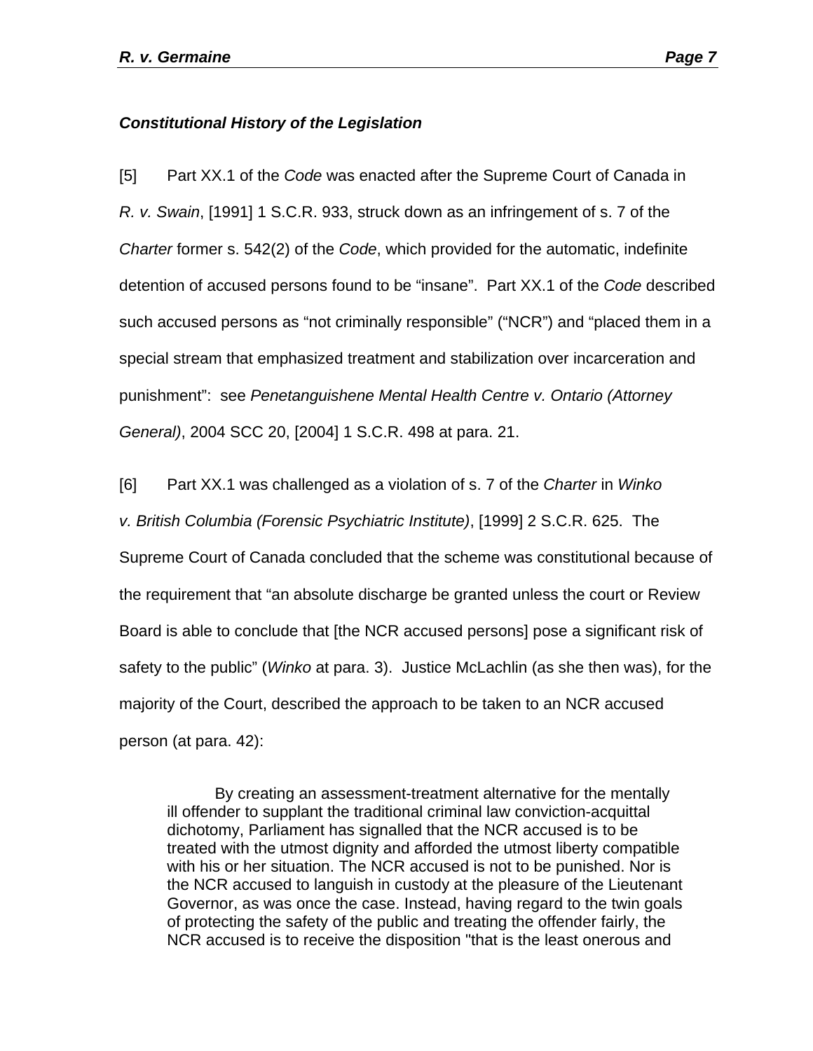***Constitutional History of the Legislation***

[5] Part XX.1 of the *Code* was enacted after the Supreme Court of Canada in *R. v. Swain*, [1991] 1 S.C.R. 933, struck down as an infringement of s. 7 of the *Charter* former s. 542(2) of the *Code*, which provided for the automatic, indefinite detention of accused persons found to be "insane". Part XX.1 of the *Code* described such accused persons as "not criminally responsible" ("NCR") and "placed them in a special stream that emphasized treatment and stabilization over incarceration and punishment": see *Penetanguishene Mental Health Centre v. Ontario (Attorney General)*, 2004 SCC 20, [2004] 1 S.C.R. 498 at para. 21.

[6] Part XX.1 was challenged as a violation of s. 7 of the *Charter* in *Winko v. British Columbia (Forensic Psychiatric Institute)*, [1999] 2 S.C.R. 625. The Supreme Court of Canada concluded that the scheme was constitutional because of the requirement that "an absolute discharge be granted unless the court or Review Board is able to conclude that [the NCR accused persons] pose a significant risk of safety to the public" (*Winko* at para. 3). Justice McLachlin (as she then was), for the majority of the Court, described the approach to be taken to an NCR accused person (at para. 42):

> By creating an assessment-treatment alternative for the mentally ill offender to supplant the traditional criminal law conviction-acquittal dichotomy, Parliament has signalled that the NCR accused is to be treated with the utmost dignity and afforded the utmost liberty compatible with his or her situation. The NCR accused is not to be punished. Nor is the NCR accused to languish in custody at the pleasure of the Lieutenant Governor, as was once the case. Instead, having regard to the twin goals of protecting the safety of the public and treating the offender fairly, the NCR accused is to receive the disposition "that is the least onerous and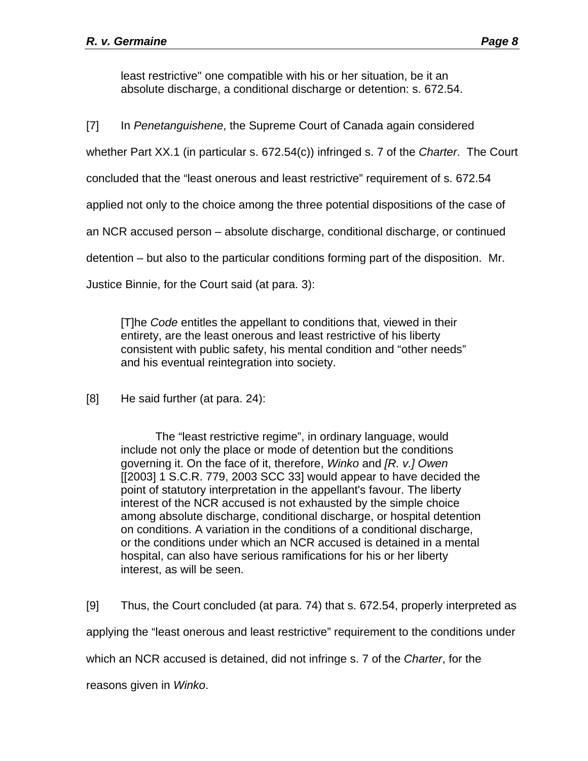> least restrictive" one compatible with his or her situation, be it an absolute discharge, a conditional discharge or detention: s. 672.54.

[7] In *Penetanguishene*, the Supreme Court of Canada again considered whether Part XX.1 (in particular s. 672.54(c)) infringed s. 7 of the *Charter*. The Court concluded that the "least onerous and least restrictive" requirement of s. 672.54 applied not only to the choice among the three potential dispositions of the case of an NCR accused person – absolute discharge, conditional discharge, or continued detention – but also to the particular conditions forming part of the disposition. Mr. Justice Binnie, for the Court said (at para. 3):

> [T]he *Code* entitles the appellant to conditions that, viewed in their entirety, are the least onerous and least restrictive of his liberty consistent with public safety, his mental condition and "other needs" and his eventual reintegration into society.

[8] He said further (at para. 24):

> The "least restrictive regime", in ordinary language, would include not only the place or mode of detention but the conditions governing it. On the face of it, therefore, *Winko* and *[R. v.] Owen* [[2003] 1 S.C.R. 779, 2003 SCC 33] would appear to have decided the point of statutory interpretation in the appellant's favour. The liberty interest of the NCR accused is not exhausted by the simple choice among absolute discharge, conditional discharge, or hospital detention on conditions. A variation in the conditions of a conditional discharge, or the conditions under which an NCR accused is detained in a mental hospital, can also have serious ramifications for his or her liberty interest, as will be seen.

[9] Thus, the Court concluded (at para. 74) that s. 672.54, properly interpreted as applying the "least onerous and least restrictive" requirement to the conditions under which an NCR accused is detained, did not infringe s. 7 of the *Charter*, for the reasons given in *Winko*.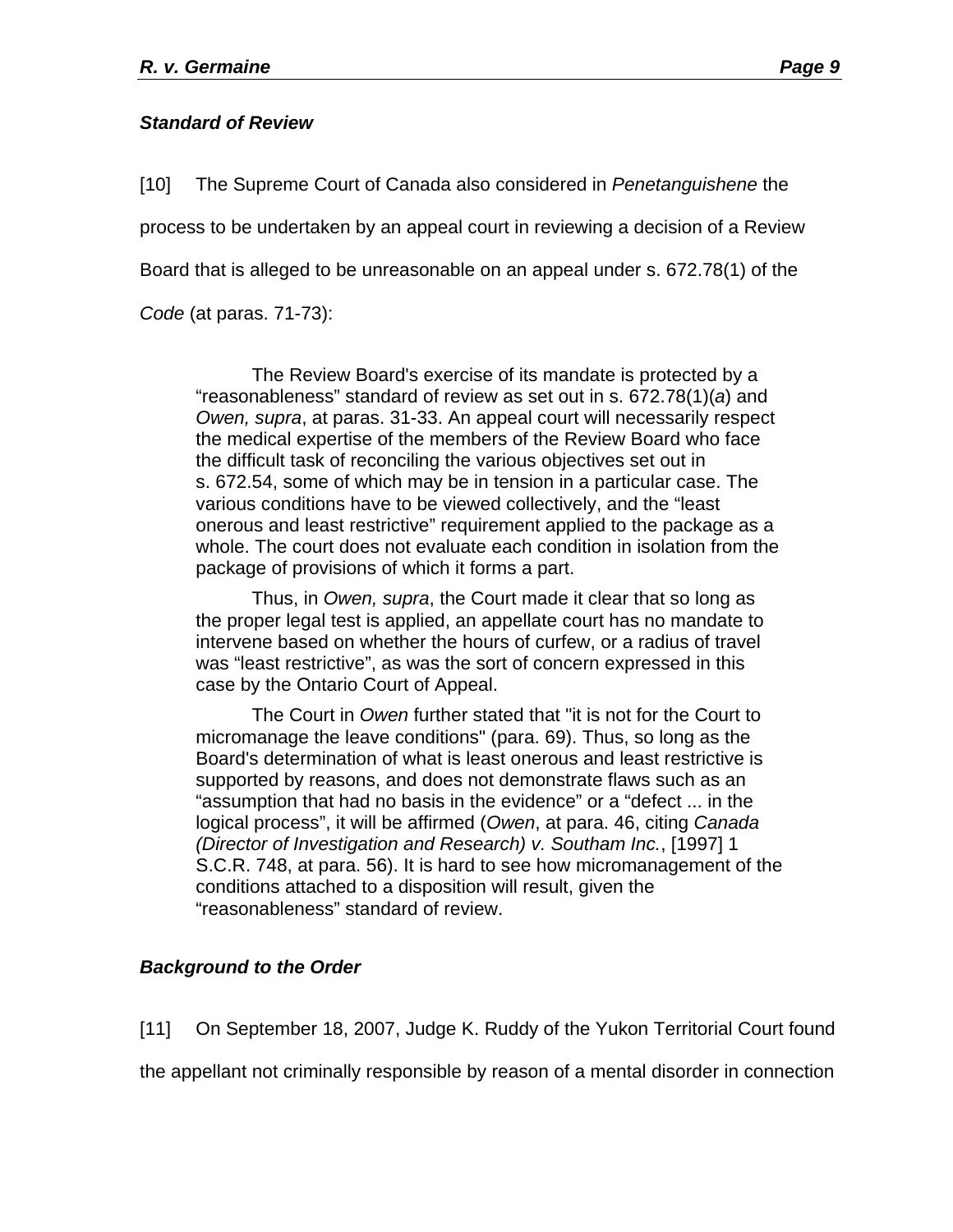### *Standard of Review*

[10] The Supreme Court of Canada also considered in *Penetanguishene* the process to be undertaken by an appeal court in reviewing a decision of a Review Board that is alleged to be unreasonable on an appeal under s. 672.78(1) of the *Code* (at paras. 71-73):

> The Review Board's exercise of its mandate is protected by a "reasonableness" standard of review as set out in s. 672.78(1)(*a*) and *Owen, supra*, at paras. 31-33. An appeal court will necessarily respect the medical expertise of the members of the Review Board who face the difficult task of reconciling the various objectives set out in s. 672.54, some of which may be in tension in a particular case. The various conditions have to be viewed collectively, and the "least onerous and least restrictive" requirement applied to the package as a whole. The court does not evaluate each condition in isolation from the package of provisions of which it forms a part.
>
> Thus, in *Owen, supra*, the Court made it clear that so long as the proper legal test is applied, an appellate court has no mandate to intervene based on whether the hours of curfew, or a radius of travel was "least restrictive", as was the sort of concern expressed in this case by the Ontario Court of Appeal.
>
> The Court in *Owen* further stated that "it is not for the Court to micromanage the leave conditions" (para. 69). Thus, so long as the Board's determination of what is least onerous and least restrictive is supported by reasons, and does not demonstrate flaws such as an "assumption that had no basis in the evidence" or a "defect ... in the logical process", it will be affirmed (*Owen*, at para. 46, citing *Canada (Director of Investigation and Research) v. Southam Inc.*, [1997] 1 S.C.R. 748, at para. 56). It is hard to see how micromanagement of the conditions attached to a disposition will result, given the "reasonableness" standard of review.

### *Background to the Order*

[11] On September 18, 2007, Judge K. Ruddy of the Yukon Territorial Court found the appellant not criminally responsible by reason of a mental disorder in connection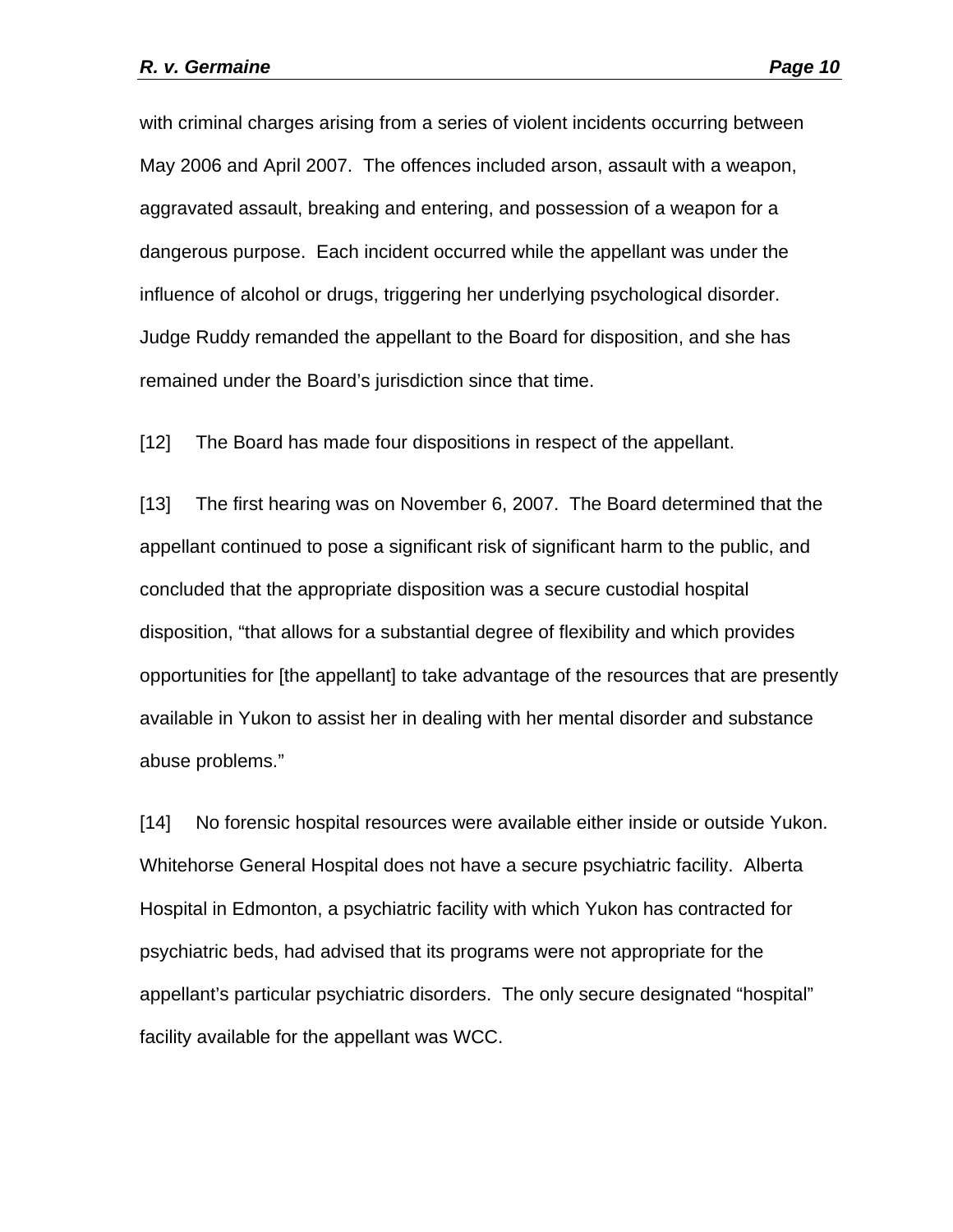with criminal charges arising from a series of violent incidents occurring between May 2006 and April 2007. The offences included arson, assault with a weapon, aggravated assault, breaking and entering, and possession of a weapon for a dangerous purpose. Each incident occurred while the appellant was under the influence of alcohol or drugs, triggering her underlying psychological disorder. Judge Ruddy remanded the appellant to the Board for disposition, and she has remained under the Board's jurisdiction since that time.

[12] The Board has made four dispositions in respect of the appellant.

[13] The first hearing was on November 6, 2007. The Board determined that the appellant continued to pose a significant risk of significant harm to the public, and concluded that the appropriate disposition was a secure custodial hospital disposition, "that allows for a substantial degree of flexibility and which provides opportunities for [the appellant] to take advantage of the resources that are presently available in Yukon to assist her in dealing with her mental disorder and substance abuse problems."

[14] No forensic hospital resources were available either inside or outside Yukon. Whitehorse General Hospital does not have a secure psychiatric facility. Alberta Hospital in Edmonton, a psychiatric facility with which Yukon has contracted for psychiatric beds, had advised that its programs were not appropriate for the appellant's particular psychiatric disorders. The only secure designated "hospital" facility available for the appellant was WCC.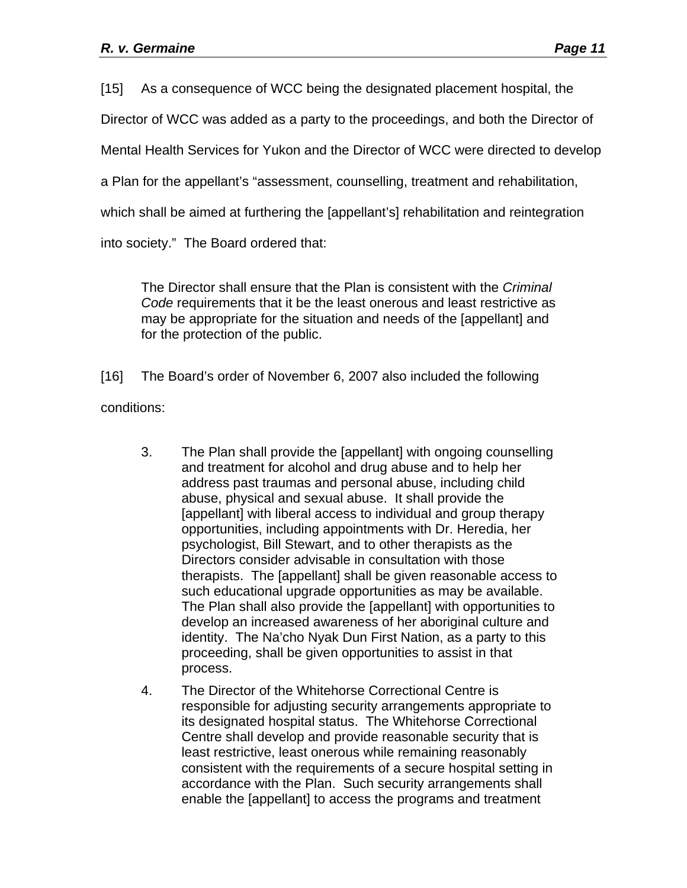[15] As a consequence of WCC being the designated placement hospital, the Director of WCC was added as a party to the proceedings, and both the Director of Mental Health Services for Yukon and the Director of WCC were directed to develop a Plan for the appellant's "assessment, counselling, treatment and rehabilitation, which shall be aimed at furthering the [appellant's] rehabilitation and reintegration into society." The Board ordered that:

> The Director shall ensure that the Plan is consistent with the *Criminal Code* requirements that it be the least onerous and least restrictive as may be appropriate for the situation and needs of the [appellant] and for the protection of the public.

[16] The Board's order of November 6, 2007 also included the following conditions:

> 3. The Plan shall provide the [appellant] with ongoing counselling and treatment for alcohol and drug abuse and to help her address past traumas and personal abuse, including child abuse, physical and sexual abuse. It shall provide the [appellant] with liberal access to individual and group therapy opportunities, including appointments with Dr. Heredia, her psychologist, Bill Stewart, and to other therapists as the Directors consider advisable in consultation with those therapists. The [appellant] shall be given reasonable access to such educational upgrade opportunities as may be available. The Plan shall also provide the [appellant] with opportunities to develop an increased awareness of her aboriginal culture and identity. The Na'cho Nyak Dun First Nation, as a party to this proceeding, shall be given opportunities to assist in that process.
>
> 4. The Director of the Whitehorse Correctional Centre is responsible for adjusting security arrangements appropriate to its designated hospital status. The Whitehorse Correctional Centre shall develop and provide reasonable security that is least restrictive, least onerous while remaining reasonably consistent with the requirements of a secure hospital setting in accordance with the Plan. Such security arrangements shall enable the [appellant] to access the programs and treatment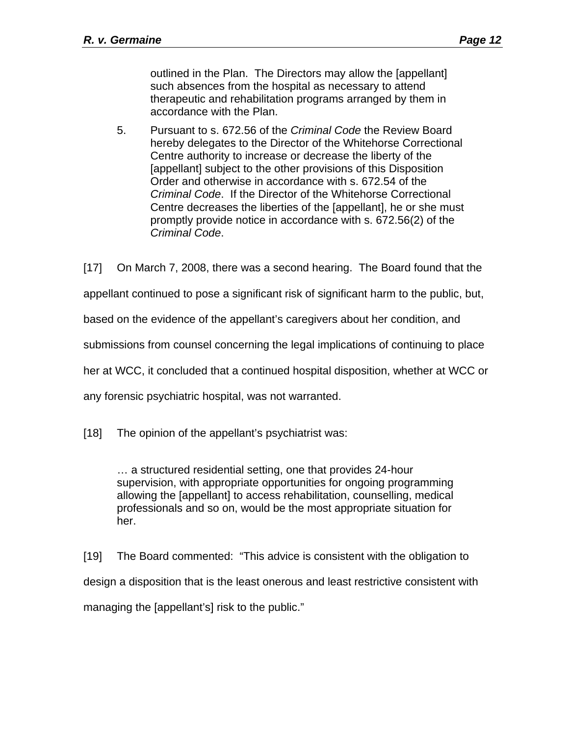> outlined in the Plan. The Directors may allow the [appellant] such absences from the hospital as necessary to attend therapeutic and rehabilitation programs arranged by them in accordance with the Plan.
>
> 5. Pursuant to s. 672.56 of the *Criminal Code* the Review Board hereby delegates to the Director of the Whitehorse Correctional Centre authority to increase or decrease the liberty of the [appellant] subject to the other provisions of this Disposition Order and otherwise in accordance with s. 672.54 of the *Criminal Code*. If the Director of the Whitehorse Correctional Centre decreases the liberties of the [appellant], he or she must promptly provide notice in accordance with s. 672.56(2) of the *Criminal Code*.

[17] On March 7, 2008, there was a second hearing. The Board found that the appellant continued to pose a significant risk of significant harm to the public, but, based on the evidence of the appellant's caregivers about her condition, and submissions from counsel concerning the legal implications of continuing to place her at WCC, it concluded that a continued hospital disposition, whether at WCC or any forensic psychiatric hospital, was not warranted.

[18] The opinion of the appellant's psychiatrist was:

> … a structured residential setting, one that provides 24-hour supervision, with appropriate opportunities for ongoing programming allowing the [appellant] to access rehabilitation, counselling, medical professionals and so on, would be the most appropriate situation for her.

[19] The Board commented: "This advice is consistent with the obligation to design a disposition that is the least onerous and least restrictive consistent with managing the [appellant's] risk to the public."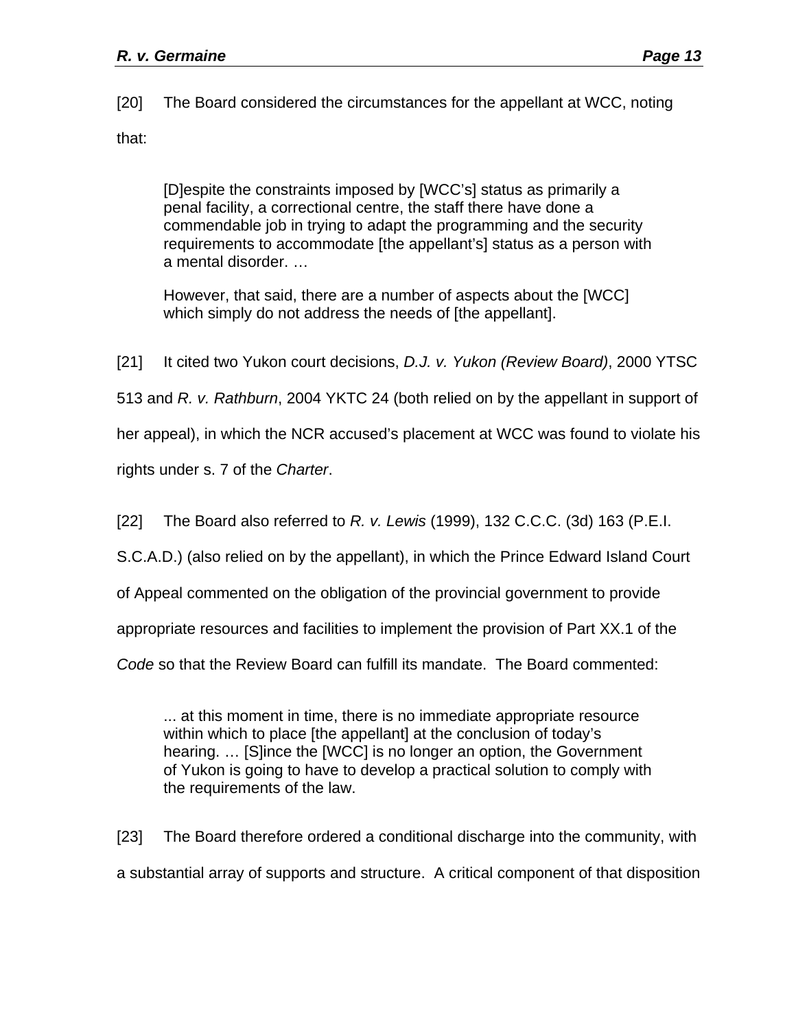[20] The Board considered the circumstances for the appellant at WCC, noting that:

> [D]espite the constraints imposed by [WCC's] status as primarily a penal facility, a correctional centre, the staff there have done a commendable job in trying to adapt the programming and the security requirements to accommodate [the appellant's] status as a person with a mental disorder. …
>
> However, that said, there are a number of aspects about the [WCC] which simply do not address the needs of [the appellant].

[21] It cited two Yukon court decisions, *D.J. v. Yukon (Review Board)*, 2000 YTSC 513 and *R. v. Rathburn*, 2004 YKTC 24 (both relied on by the appellant in support of her appeal), in which the NCR accused's placement at WCC was found to violate his rights under s. 7 of the *Charter*.

[22] The Board also referred to *R. v. Lewis* (1999), 132 C.C.C. (3d) 163 (P.E.I. S.C.A.D.) (also relied on by the appellant), in which the Prince Edward Island Court of Appeal commented on the obligation of the provincial government to provide appropriate resources and facilities to implement the provision of Part XX.1 of the *Code* so that the Review Board can fulfill its mandate. The Board commented:

> ... at this moment in time, there is no immediate appropriate resource within which to place [the appellant] at the conclusion of today's hearing. … [S]ince the [WCC] is no longer an option, the Government of Yukon is going to have to develop a practical solution to comply with the requirements of the law.

[23] The Board therefore ordered a conditional discharge into the community, with a substantial array of supports and structure. A critical component of that disposition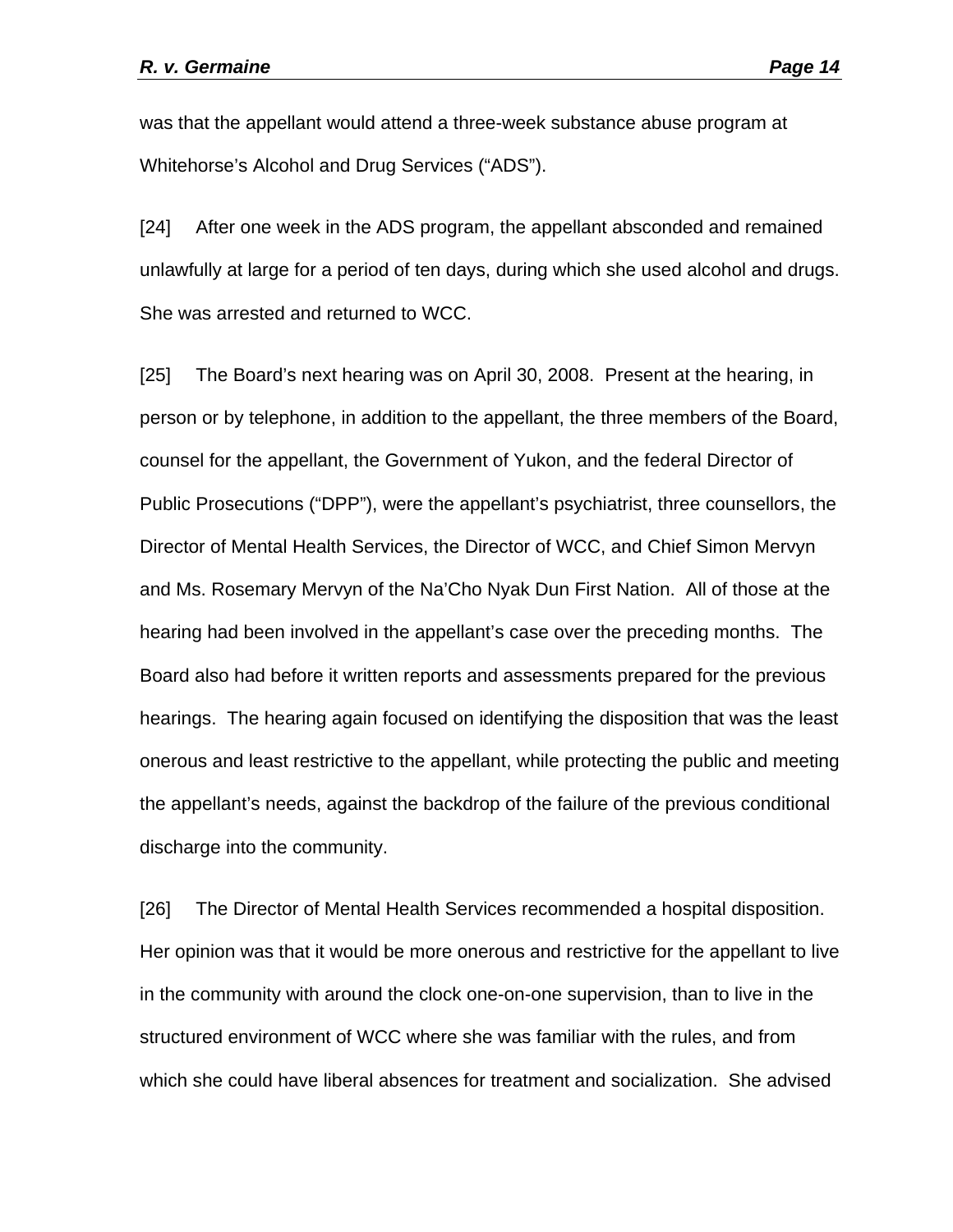was that the appellant would attend a three-week substance abuse program at Whitehorse's Alcohol and Drug Services ("ADS").

[24] After one week in the ADS program, the appellant absconded and remained unlawfully at large for a period of ten days, during which she used alcohol and drugs. She was arrested and returned to WCC.

[25] The Board's next hearing was on April 30, 2008. Present at the hearing, in person or by telephone, in addition to the appellant, the three members of the Board, counsel for the appellant, the Government of Yukon, and the federal Director of Public Prosecutions ("DPP"), were the appellant's psychiatrist, three counsellors, the Director of Mental Health Services, the Director of WCC, and Chief Simon Mervyn and Ms. Rosemary Mervyn of the Na'Cho Nyak Dun First Nation. All of those at the hearing had been involved in the appellant's case over the preceding months. The Board also had before it written reports and assessments prepared for the previous hearings. The hearing again focused on identifying the disposition that was the least onerous and least restrictive to the appellant, while protecting the public and meeting the appellant's needs, against the backdrop of the failure of the previous conditional discharge into the community.

[26] The Director of Mental Health Services recommended a hospital disposition. Her opinion was that it would be more onerous and restrictive for the appellant to live in the community with around the clock one-on-one supervision, than to live in the structured environment of WCC where she was familiar with the rules, and from which she could have liberal absences for treatment and socialization. She advised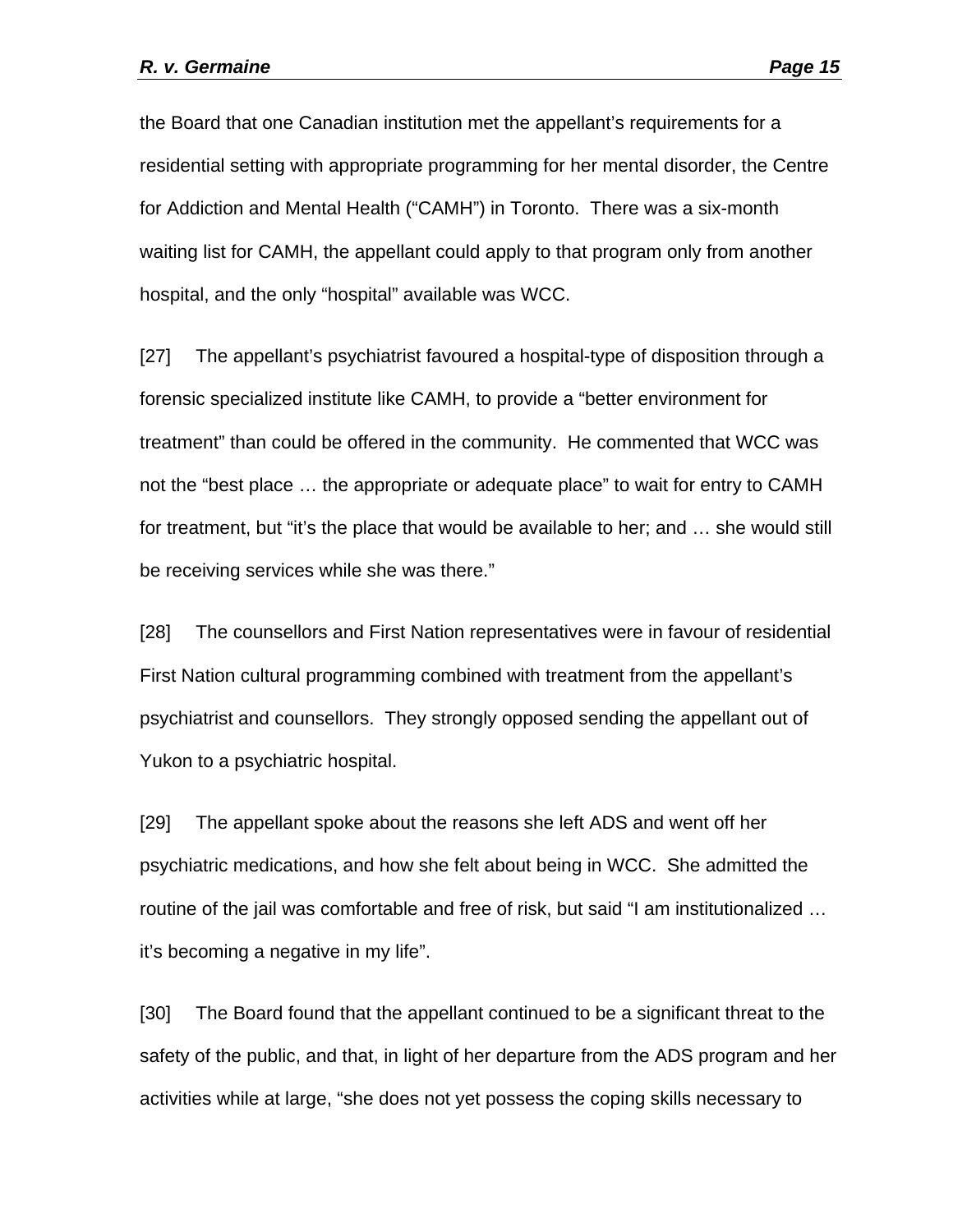the Board that one Canadian institution met the appellant's requirements for a residential setting with appropriate programming for her mental disorder, the Centre for Addiction and Mental Health ("CAMH") in Toronto. There was a six-month waiting list for CAMH, the appellant could apply to that program only from another hospital, and the only "hospital" available was WCC.

[27] The appellant's psychiatrist favoured a hospital-type of disposition through a forensic specialized institute like CAMH, to provide a "better environment for treatment" than could be offered in the community. He commented that WCC was not the "best place … the appropriate or adequate place" to wait for entry to CAMH for treatment, but "it's the place that would be available to her; and … she would still be receiving services while she was there."

[28] The counsellors and First Nation representatives were in favour of residential First Nation cultural programming combined with treatment from the appellant's psychiatrist and counsellors. They strongly opposed sending the appellant out of Yukon to a psychiatric hospital.

[29] The appellant spoke about the reasons she left ADS and went off her psychiatric medications, and how she felt about being in WCC. She admitted the routine of the jail was comfortable and free of risk, but said "I am institutionalized … it's becoming a negative in my life".

[30] The Board found that the appellant continued to be a significant threat to the safety of the public, and that, in light of her departure from the ADS program and her activities while at large, "she does not yet possess the coping skills necessary to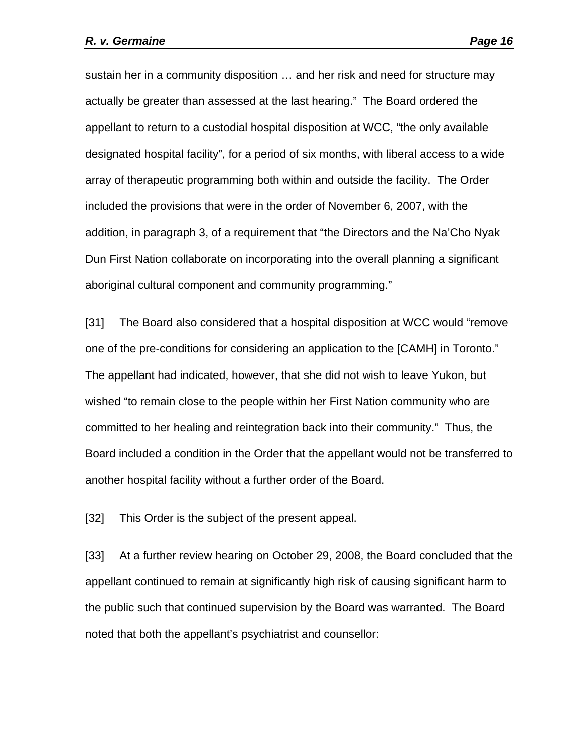sustain her in a community disposition … and her risk and need for structure may actually be greater than assessed at the last hearing." The Board ordered the appellant to return to a custodial hospital disposition at WCC, "the only available designated hospital facility", for a period of six months, with liberal access to a wide array of therapeutic programming both within and outside the facility. The Order included the provisions that were in the order of November 6, 2007, with the addition, in paragraph 3, of a requirement that "the Directors and the Na'Cho Nyak Dun First Nation collaborate on incorporating into the overall planning a significant aboriginal cultural component and community programming."

[31] The Board also considered that a hospital disposition at WCC would "remove one of the pre-conditions for considering an application to the [CAMH] in Toronto." The appellant had indicated, however, that she did not wish to leave Yukon, but wished "to remain close to the people within her First Nation community who are committed to her healing and reintegration back into their community." Thus, the Board included a condition in the Order that the appellant would not be transferred to another hospital facility without a further order of the Board.

[32] This Order is the subject of the present appeal.

[33] At a further review hearing on October 29, 2008, the Board concluded that the appellant continued to remain at significantly high risk of causing significant harm to the public such that continued supervision by the Board was warranted. The Board noted that both the appellant's psychiatrist and counsellor: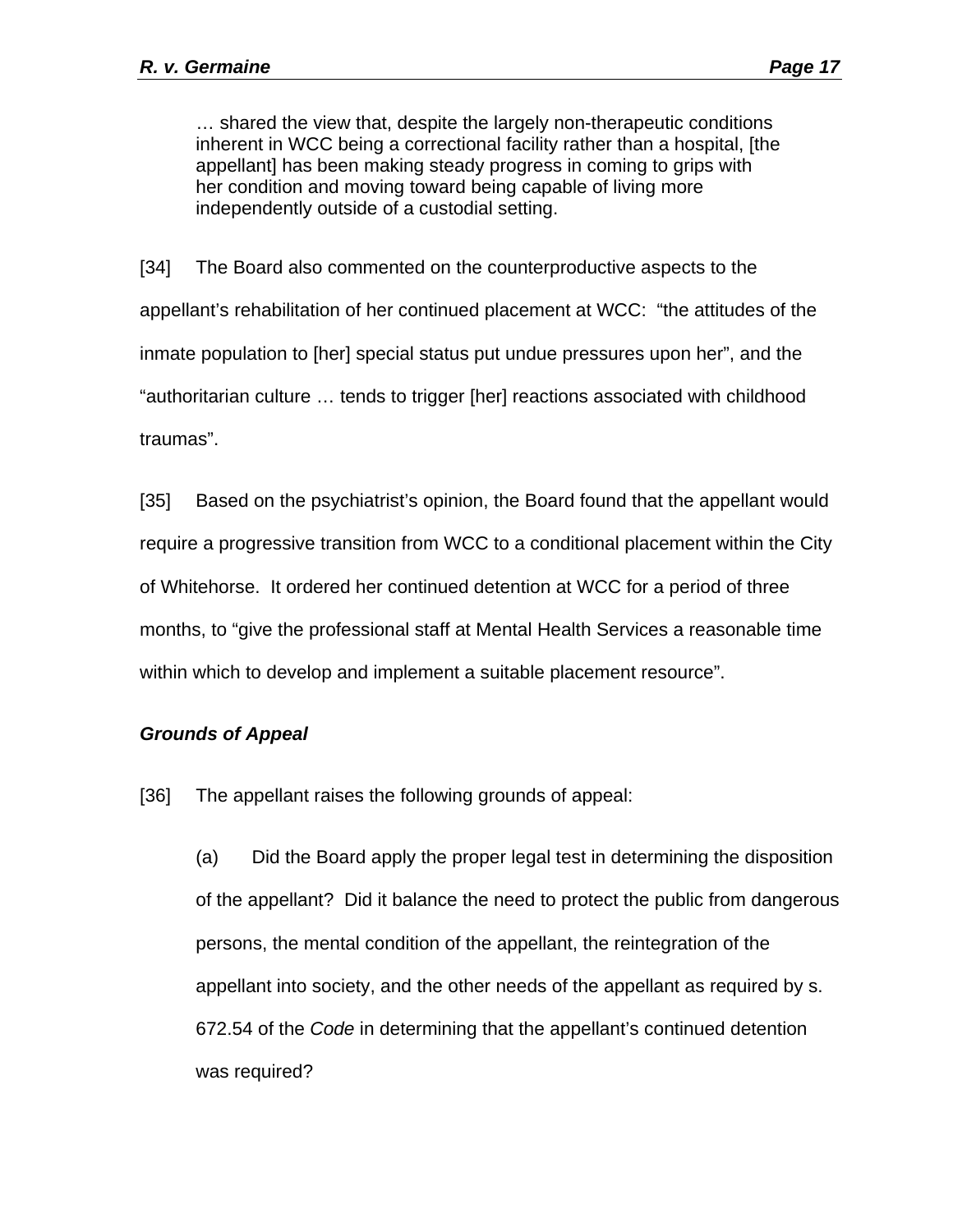> … shared the view that, despite the largely non-therapeutic conditions inherent in WCC being a correctional facility rather than a hospital, [the appellant] has been making steady progress in coming to grips with her condition and moving toward being capable of living more independently outside of a custodial setting.

[34] The Board also commented on the counterproductive aspects to the appellant's rehabilitation of her continued placement at WCC: "the attitudes of the inmate population to [her] special status put undue pressures upon her", and the "authoritarian culture … tends to trigger [her] reactions associated with childhood traumas".

[35] Based on the psychiatrist's opinion, the Board found that the appellant would require a progressive transition from WCC to a conditional placement within the City of Whitehorse. It ordered her continued detention at WCC for a period of three months, to "give the professional staff at Mental Health Services a reasonable time within which to develop and implement a suitable placement resource".

***Grounds of Appeal***

[36] The appellant raises the following grounds of appeal:

> (a) Did the Board apply the proper legal test in determining the disposition of the appellant? Did it balance the need to protect the public from dangerous persons, the mental condition of the appellant, the reintegration of the appellant into society, and the other needs of the appellant as required by s. 672.54 of the *Code* in determining that the appellant's continued detention was required?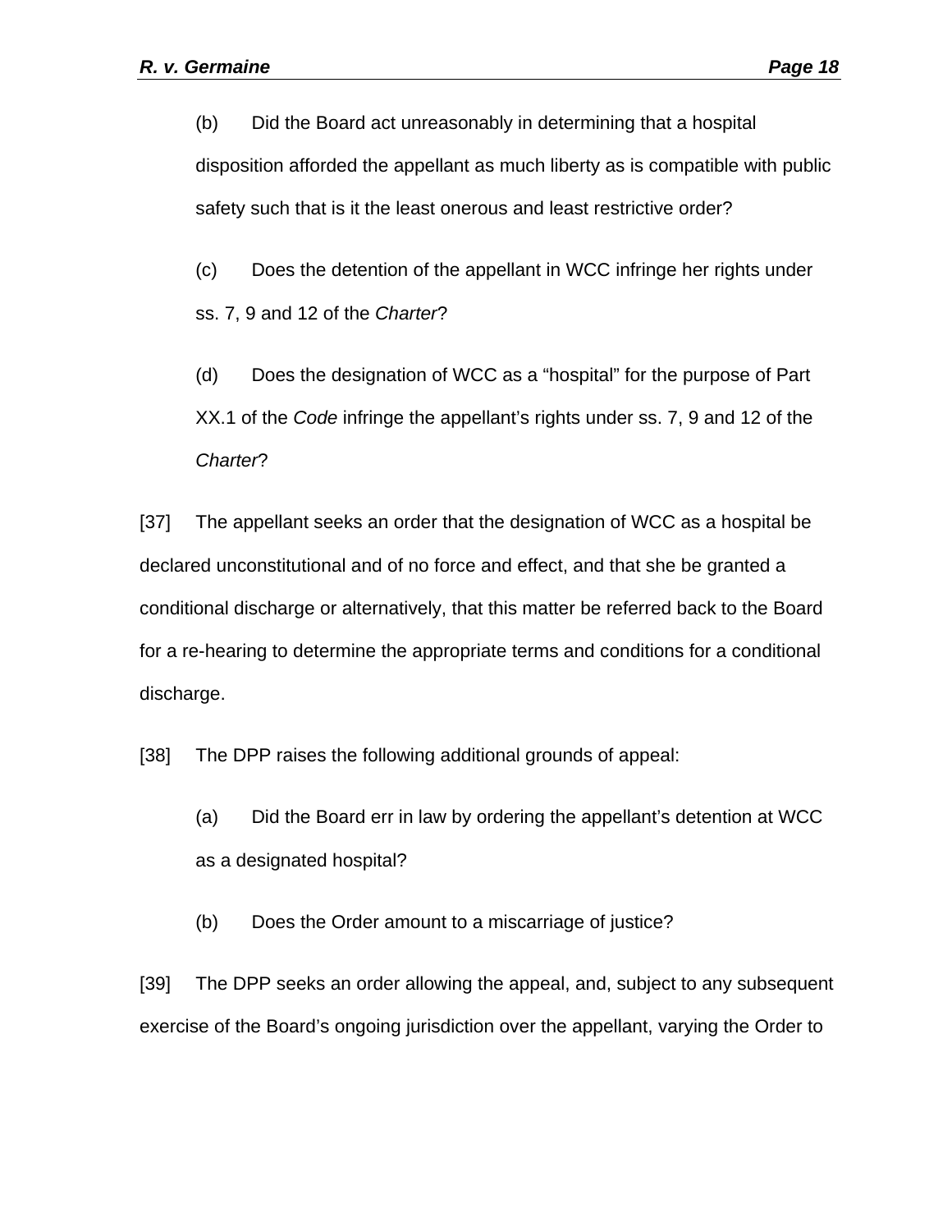(b) Did the Board act unreasonably in determining that a hospital disposition afforded the appellant as much liberty as is compatible with public safety such that is it the least onerous and least restrictive order?

(c) Does the detention of the appellant in WCC infringe her rights under ss. 7, 9 and 12 of the *Charter*?

(d) Does the designation of WCC as a "hospital" for the purpose of Part XX.1 of the *Code* infringe the appellant's rights under ss. 7, 9 and 12 of the *Charter*?

[37] The appellant seeks an order that the designation of WCC as a hospital be declared unconstitutional and of no force and effect, and that she be granted a conditional discharge or alternatively, that this matter be referred back to the Board for a re-hearing to determine the appropriate terms and conditions for a conditional discharge.

[38] The DPP raises the following additional grounds of appeal:

(a) Did the Board err in law by ordering the appellant's detention at WCC as a designated hospital?

(b) Does the Order amount to a miscarriage of justice?

[39] The DPP seeks an order allowing the appeal, and, subject to any subsequent exercise of the Board's ongoing jurisdiction over the appellant, varying the Order to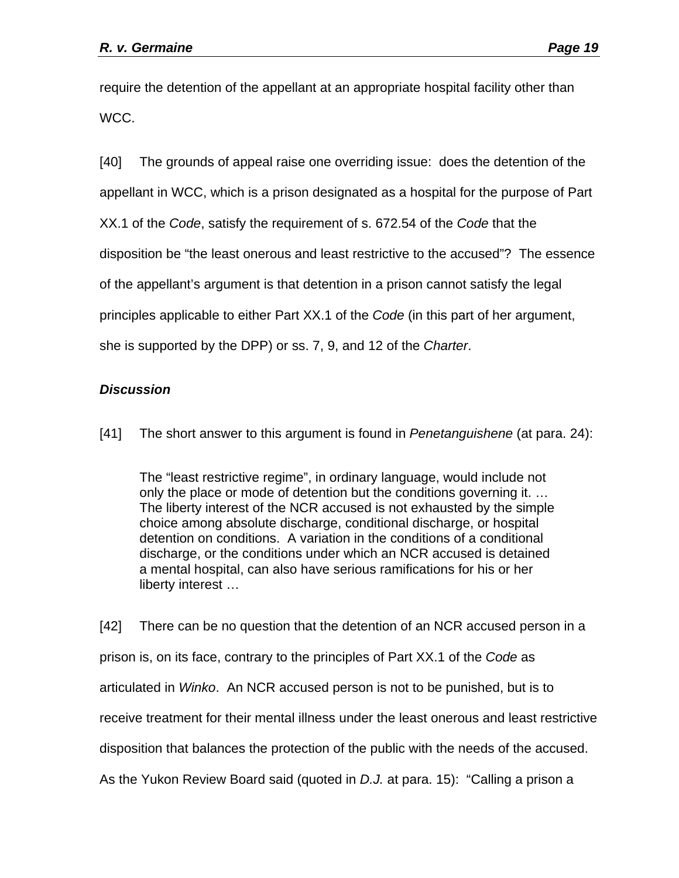require the detention of the appellant at an appropriate hospital facility other than WCC.

[40] The grounds of appeal raise one overriding issue: does the detention of the appellant in WCC, which is a prison designated as a hospital for the purpose of Part XX.1 of the *Code*, satisfy the requirement of s. 672.54 of the *Code* that the disposition be "the least onerous and least restrictive to the accused"? The essence of the appellant's argument is that detention in a prison cannot satisfy the legal principles applicable to either Part XX.1 of the *Code* (in this part of her argument, she is supported by the DPP) or ss. 7, 9, and 12 of the *Charter*.

### *Discussion*

[41] The short answer to this argument is found in *Penetanguishene* (at para. 24):

> The "least restrictive regime", in ordinary language, would include not only the place or mode of detention but the conditions governing it. … The liberty interest of the NCR accused is not exhausted by the simple choice among absolute discharge, conditional discharge, or hospital detention on conditions. A variation in the conditions of a conditional discharge, or the conditions under which an NCR accused is detained a mental hospital, can also have serious ramifications for his or her liberty interest …

[42] There can be no question that the detention of an NCR accused person in a prison is, on its face, contrary to the principles of Part XX.1 of the *Code* as articulated in *Winko*. An NCR accused person is not to be punished, but is to receive treatment for their mental illness under the least onerous and least restrictive disposition that balances the protection of the public with the needs of the accused. As the Yukon Review Board said (quoted in *D.J.* at para. 15): "Calling a prison a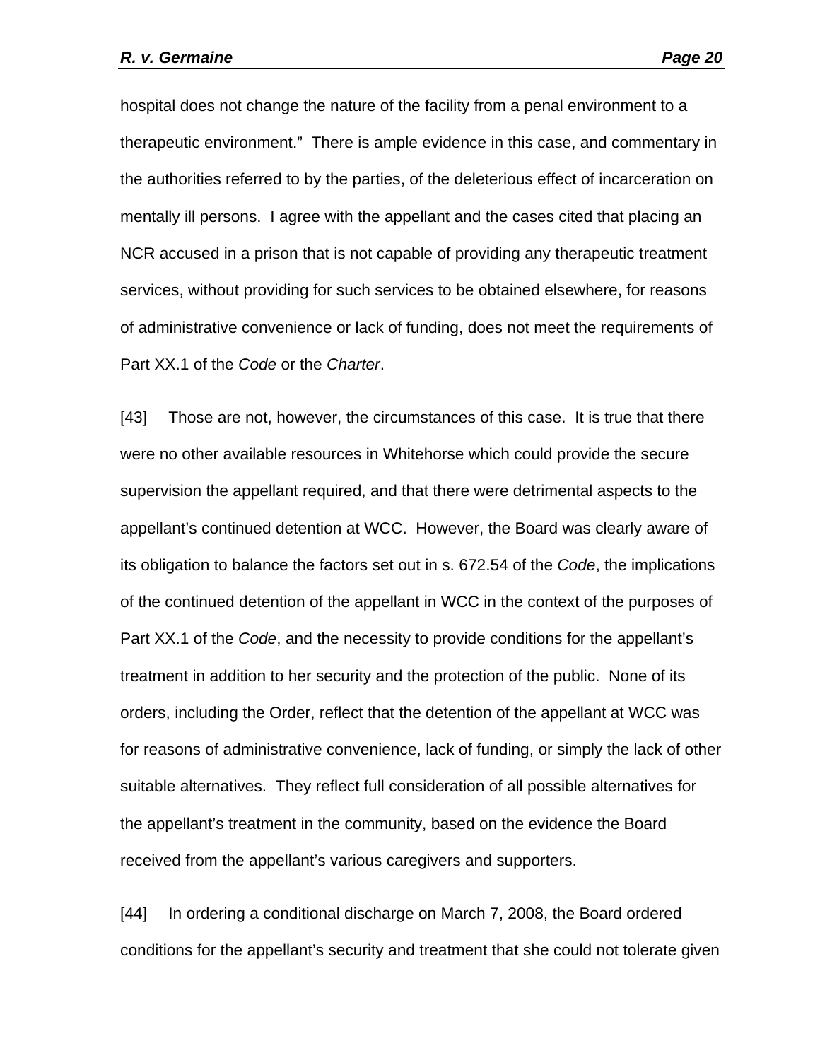hospital does not change the nature of the facility from a penal environment to a therapeutic environment." There is ample evidence in this case, and commentary in the authorities referred to by the parties, of the deleterious effect of incarceration on mentally ill persons. I agree with the appellant and the cases cited that placing an NCR accused in a prison that is not capable of providing any therapeutic treatment services, without providing for such services to be obtained elsewhere, for reasons of administrative convenience or lack of funding, does not meet the requirements of Part XX.1 of the *Code* or the *Charter*.

[43] Those are not, however, the circumstances of this case. It is true that there were no other available resources in Whitehorse which could provide the secure supervision the appellant required, and that there were detrimental aspects to the appellant's continued detention at WCC. However, the Board was clearly aware of its obligation to balance the factors set out in s. 672.54 of the *Code*, the implications of the continued detention of the appellant in WCC in the context of the purposes of Part XX.1 of the *Code*, and the necessity to provide conditions for the appellant's treatment in addition to her security and the protection of the public. None of its orders, including the Order, reflect that the detention of the appellant at WCC was for reasons of administrative convenience, lack of funding, or simply the lack of other suitable alternatives. They reflect full consideration of all possible alternatives for the appellant's treatment in the community, based on the evidence the Board received from the appellant's various caregivers and supporters.

[44] In ordering a conditional discharge on March 7, 2008, the Board ordered conditions for the appellant's security and treatment that she could not tolerate given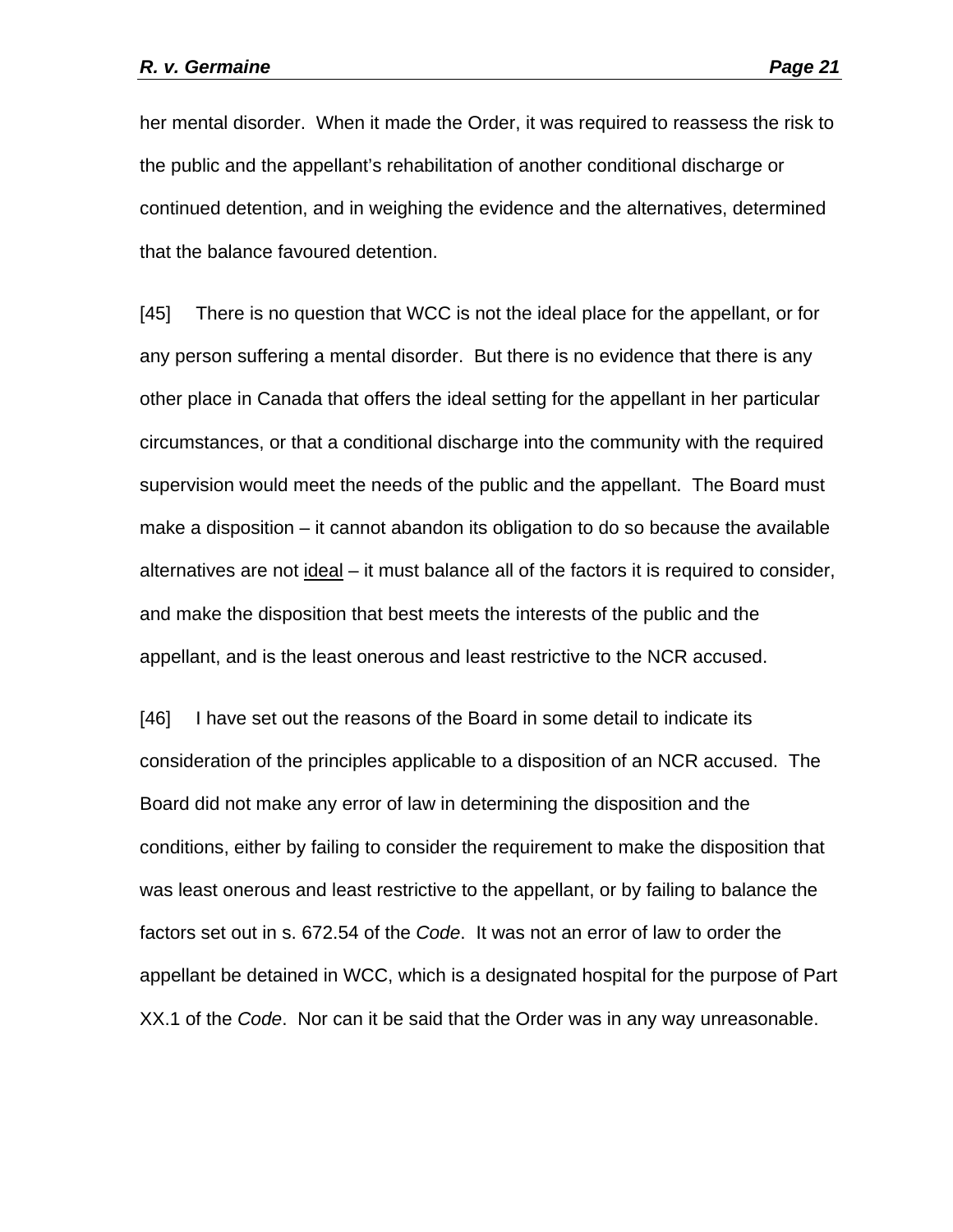her mental disorder. When it made the Order, it was required to reassess the risk to the public and the appellant's rehabilitation of another conditional discharge or continued detention, and in weighing the evidence and the alternatives, determined that the balance favoured detention.

[45] There is no question that WCC is not the ideal place for the appellant, or for any person suffering a mental disorder. But there is no evidence that there is any other place in Canada that offers the ideal setting for the appellant in her particular circumstances, or that a conditional discharge into the community with the required supervision would meet the needs of the public and the appellant. The Board must make a disposition – it cannot abandon its obligation to do so because the available alternatives are not <u>ideal</u> – it must balance all of the factors it is required to consider, and make the disposition that best meets the interests of the public and the appellant, and is the least onerous and least restrictive to the NCR accused.

[46] I have set out the reasons of the Board in some detail to indicate its consideration of the principles applicable to a disposition of an NCR accused. The Board did not make any error of law in determining the disposition and the conditions, either by failing to consider the requirement to make the disposition that was least onerous and least restrictive to the appellant, or by failing to balance the factors set out in s. 672.54 of the *Code*. It was not an error of law to order the appellant be detained in WCC, which is a designated hospital for the purpose of Part XX.1 of the *Code*. Nor can it be said that the Order was in any way unreasonable.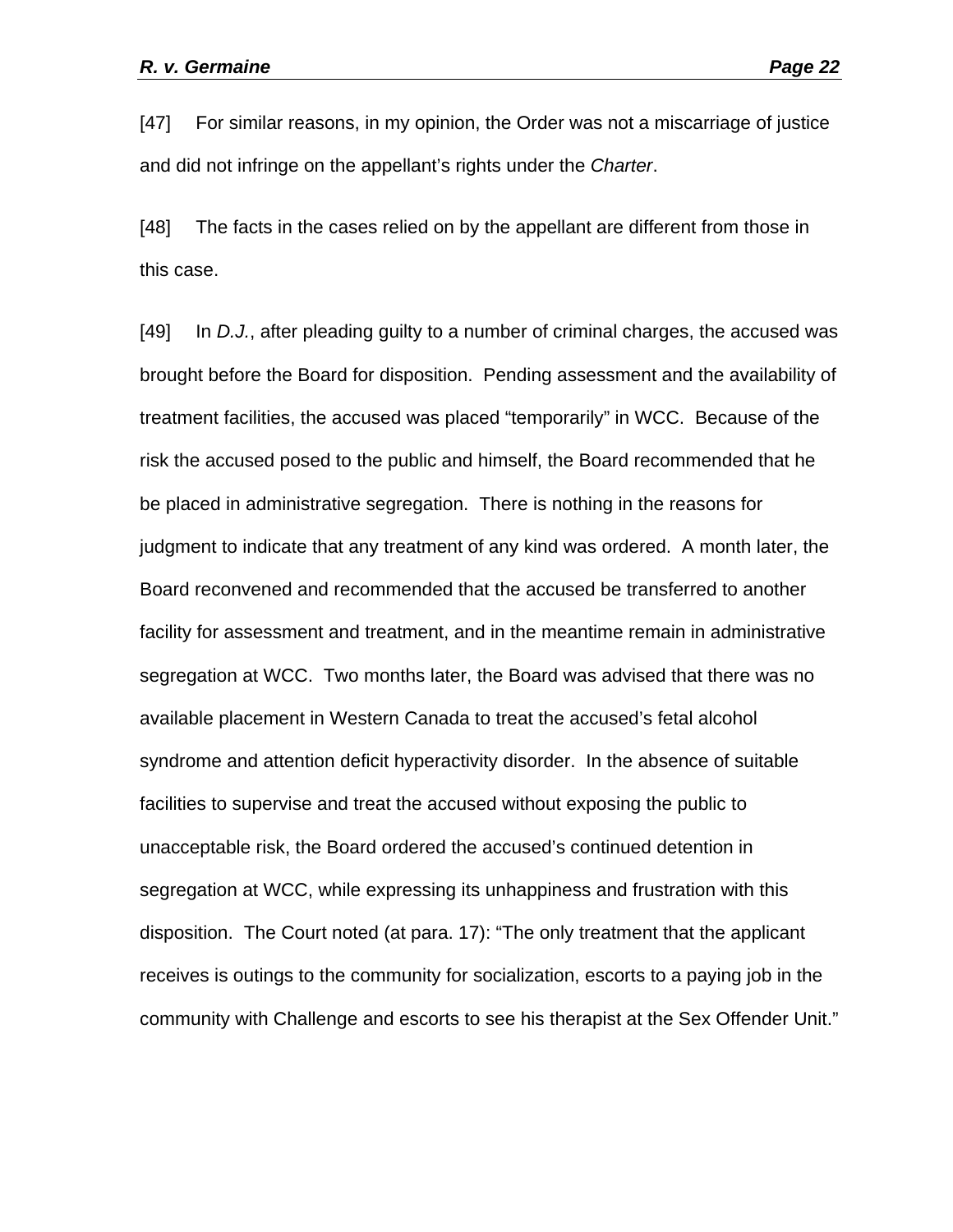[47] For similar reasons, in my opinion, the Order was not a miscarriage of justice and did not infringe on the appellant's rights under the *Charter*.

[48] The facts in the cases relied on by the appellant are different from those in this case.

[49] In *D.J.*, after pleading guilty to a number of criminal charges, the accused was brought before the Board for disposition. Pending assessment and the availability of treatment facilities, the accused was placed "temporarily" in WCC. Because of the risk the accused posed to the public and himself, the Board recommended that he be placed in administrative segregation. There is nothing in the reasons for judgment to indicate that any treatment of any kind was ordered. A month later, the Board reconvened and recommended that the accused be transferred to another facility for assessment and treatment, and in the meantime remain in administrative segregation at WCC. Two months later, the Board was advised that there was no available placement in Western Canada to treat the accused's fetal alcohol syndrome and attention deficit hyperactivity disorder. In the absence of suitable facilities to supervise and treat the accused without exposing the public to unacceptable risk, the Board ordered the accused's continued detention in segregation at WCC, while expressing its unhappiness and frustration with this disposition. The Court noted (at para. 17): "The only treatment that the applicant receives is outings to the community for socialization, escorts to a paying job in the community with Challenge and escorts to see his therapist at the Sex Offender Unit."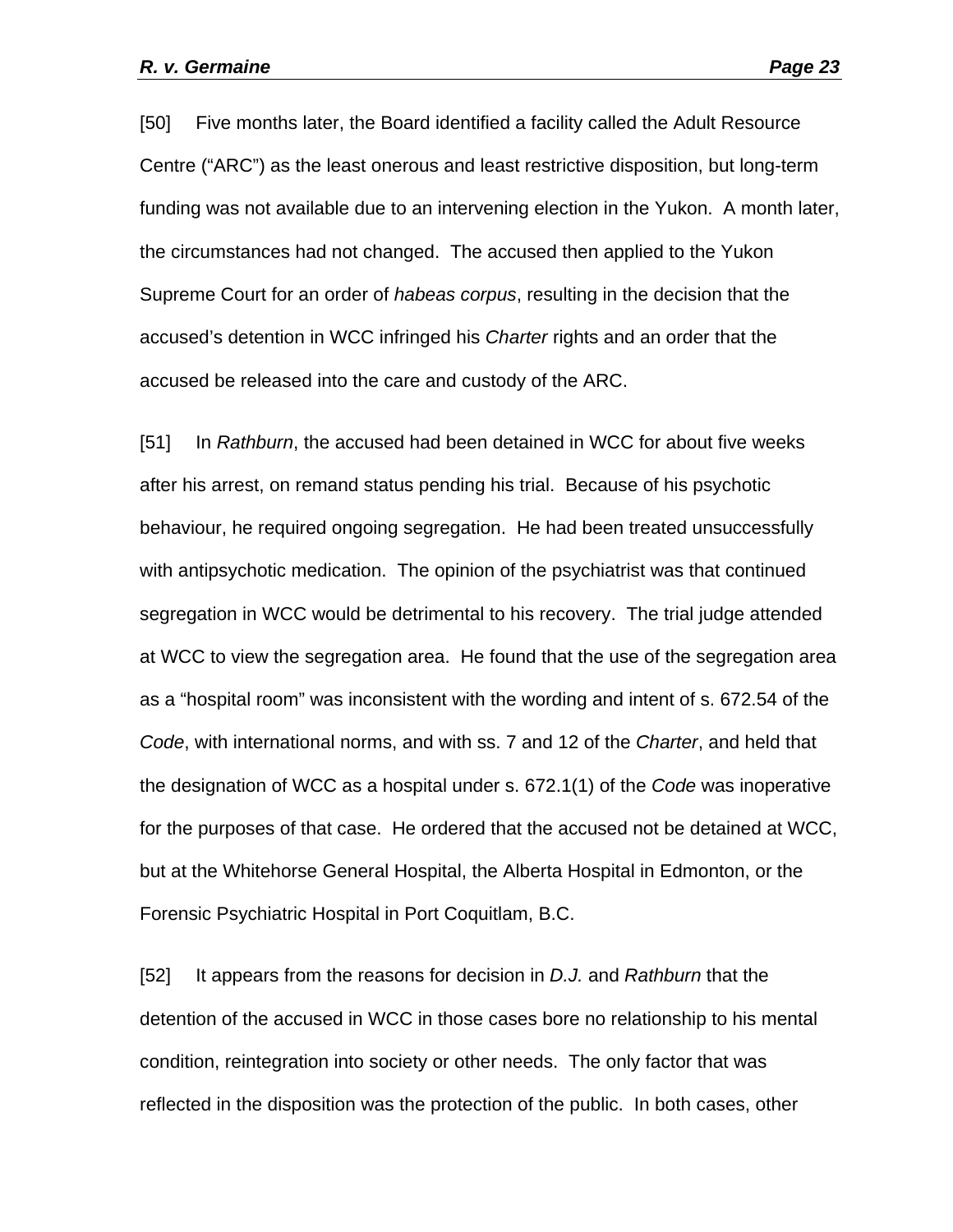[50] Five months later, the Board identified a facility called the Adult Resource Centre ("ARC") as the least onerous and least restrictive disposition, but long-term funding was not available due to an intervening election in the Yukon. A month later, the circumstances had not changed. The accused then applied to the Yukon Supreme Court for an order of *habeas corpus*, resulting in the decision that the accused's detention in WCC infringed his *Charter* rights and an order that the accused be released into the care and custody of the ARC.

[51] In *Rathburn*, the accused had been detained in WCC for about five weeks after his arrest, on remand status pending his trial. Because of his psychotic behaviour, he required ongoing segregation. He had been treated unsuccessfully with antipsychotic medication. The opinion of the psychiatrist was that continued segregation in WCC would be detrimental to his recovery. The trial judge attended at WCC to view the segregation area. He found that the use of the segregation area as a "hospital room" was inconsistent with the wording and intent of s. 672.54 of the *Code*, with international norms, and with ss. 7 and 12 of the *Charter*, and held that the designation of WCC as a hospital under s. 672.1(1) of the *Code* was inoperative for the purposes of that case. He ordered that the accused not be detained at WCC, but at the Whitehorse General Hospital, the Alberta Hospital in Edmonton, or the Forensic Psychiatric Hospital in Port Coquitlam, B.C.

[52] It appears from the reasons for decision in *D.J.* and *Rathburn* that the detention of the accused in WCC in those cases bore no relationship to his mental condition, reintegration into society or other needs. The only factor that was reflected in the disposition was the protection of the public. In both cases, other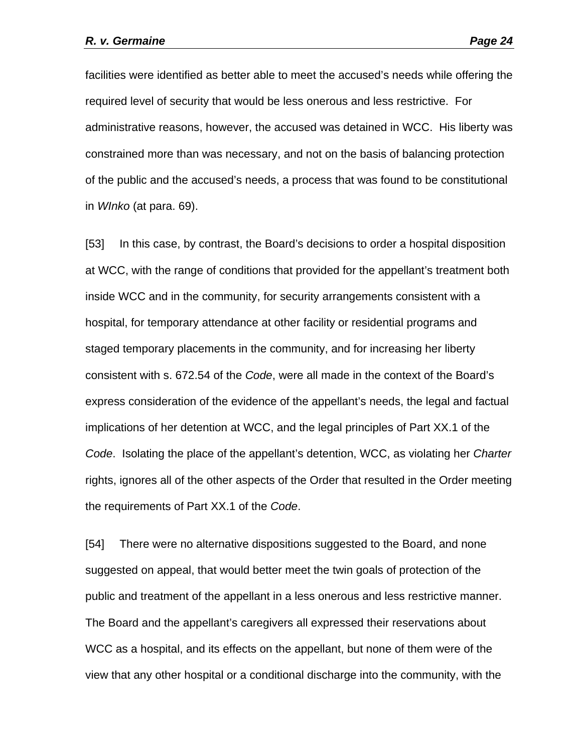facilities were identified as better able to meet the accused's needs while offering the required level of security that would be less onerous and less restrictive. For administrative reasons, however, the accused was detained in WCC. His liberty was constrained more than was necessary, and not on the basis of balancing protection of the public and the accused's needs, a process that was found to be constitutional in *WInko* (at para. 69).

[53] In this case, by contrast, the Board's decisions to order a hospital disposition at WCC, with the range of conditions that provided for the appellant's treatment both inside WCC and in the community, for security arrangements consistent with a hospital, for temporary attendance at other facility or residential programs and staged temporary placements in the community, and for increasing her liberty consistent with s. 672.54 of the *Code*, were all made in the context of the Board's express consideration of the evidence of the appellant's needs, the legal and factual implications of her detention at WCC, and the legal principles of Part XX.1 of the *Code*. Isolating the place of the appellant's detention, WCC, as violating her *Charter* rights, ignores all of the other aspects of the Order that resulted in the Order meeting the requirements of Part XX.1 of the *Code*.

[54] There were no alternative dispositions suggested to the Board, and none suggested on appeal, that would better meet the twin goals of protection of the public and treatment of the appellant in a less onerous and less restrictive manner. The Board and the appellant's caregivers all expressed their reservations about WCC as a hospital, and its effects on the appellant, but none of them were of the view that any other hospital or a conditional discharge into the community, with the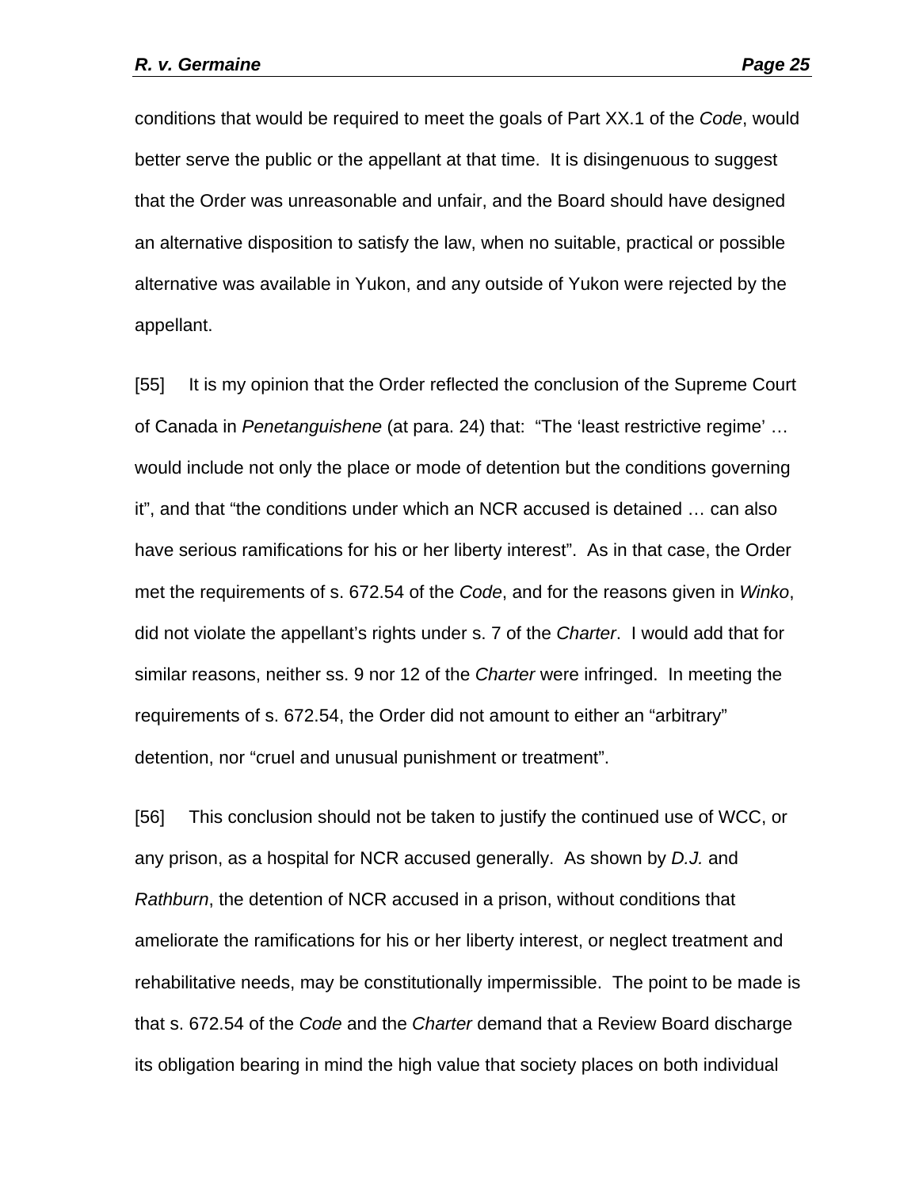conditions that would be required to meet the goals of Part XX.1 of the *Code*, would better serve the public or the appellant at that time. It is disingenuous to suggest that the Order was unreasonable and unfair, and the Board should have designed an alternative disposition to satisfy the law, when no suitable, practical or possible alternative was available in Yukon, and any outside of Yukon were rejected by the appellant.

[55] It is my opinion that the Order reflected the conclusion of the Supreme Court of Canada in *Penetanguishene* (at para. 24) that: "The 'least restrictive regime' … would include not only the place or mode of detention but the conditions governing it", and that "the conditions under which an NCR accused is detained … can also have serious ramifications for his or her liberty interest". As in that case, the Order met the requirements of s. 672.54 of the *Code*, and for the reasons given in *Winko*, did not violate the appellant's rights under s. 7 of the *Charter*. I would add that for similar reasons, neither ss. 9 nor 12 of the *Charter* were infringed. In meeting the requirements of s. 672.54, the Order did not amount to either an "arbitrary" detention, nor "cruel and unusual punishment or treatment".

[56] This conclusion should not be taken to justify the continued use of WCC, or any prison, as a hospital for NCR accused generally. As shown by *D.J.* and *Rathburn*, the detention of NCR accused in a prison, without conditions that ameliorate the ramifications for his or her liberty interest, or neglect treatment and rehabilitative needs, may be constitutionally impermissible. The point to be made is that s. 672.54 of the *Code* and the *Charter* demand that a Review Board discharge its obligation bearing in mind the high value that society places on both individual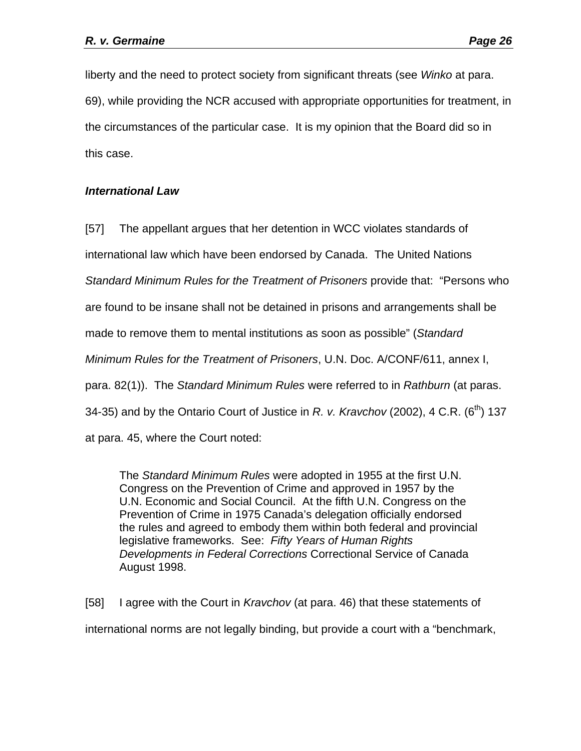liberty and the need to protect society from significant threats (see *Winko* at para. 69), while providing the NCR accused with appropriate opportunities for treatment, in the circumstances of the particular case. It is my opinion that the Board did so in this case.

### *International Law*

[57] The appellant argues that her detention in WCC violates standards of international law which have been endorsed by Canada. The United Nations *Standard Minimum Rules for the Treatment of Prisoners* provide that: "Persons who are found to be insane shall not be detained in prisons and arrangements shall be made to remove them to mental institutions as soon as possible" (*Standard Minimum Rules for the Treatment of Prisoners*, U.N. Doc. A/CONF/611, annex I, para. 82(1)). The *Standard Minimum Rules* were referred to in *Rathburn* (at paras. 34-35) and by the Ontario Court of Justice in *R. v. Kravchov* (2002), 4 C.R. (6th) 137 at para. 45, where the Court noted:

> The *Standard Minimum Rules* were adopted in 1955 at the first U.N. Congress on the Prevention of Crime and approved in 1957 by the U.N. Economic and Social Council. At the fifth U.N. Congress on the Prevention of Crime in 1975 Canada's delegation officially endorsed the rules and agreed to embody them within both federal and provincial legislative frameworks. See: *Fifty Years of Human Rights Developments in Federal Corrections* Correctional Service of Canada August 1998.

[58] I agree with the Court in *Kravchov* (at para. 46) that these statements of international norms are not legally binding, but provide a court with a "benchmark,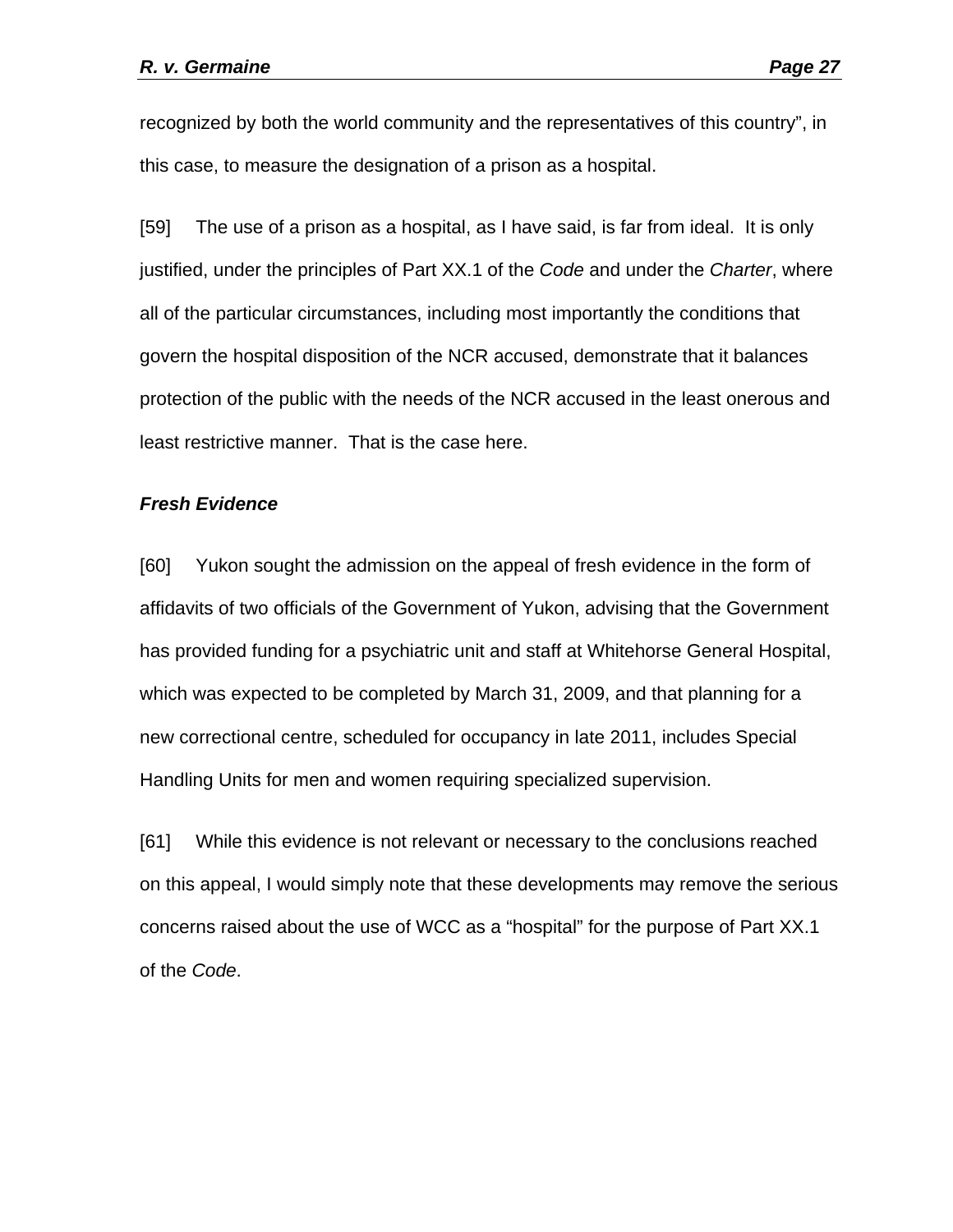recognized by both the world community and the representatives of this country", in this case, to measure the designation of a prison as a hospital.

[59] The use of a prison as a hospital, as I have said, is far from ideal. It is only justified, under the principles of Part XX.1 of the *Code* and under the *Charter*, where all of the particular circumstances, including most importantly the conditions that govern the hospital disposition of the NCR accused, demonstrate that it balances protection of the public with the needs of the NCR accused in the least onerous and least restrictive manner. That is the case here.

***Fresh Evidence***

[60] Yukon sought the admission on the appeal of fresh evidence in the form of affidavits of two officials of the Government of Yukon, advising that the Government has provided funding for a psychiatric unit and staff at Whitehorse General Hospital, which was expected to be completed by March 31, 2009, and that planning for a new correctional centre, scheduled for occupancy in late 2011, includes Special Handling Units for men and women requiring specialized supervision.

[61] While this evidence is not relevant or necessary to the conclusions reached on this appeal, I would simply note that these developments may remove the serious concerns raised about the use of WCC as a "hospital" for the purpose of Part XX.1 of the *Code*.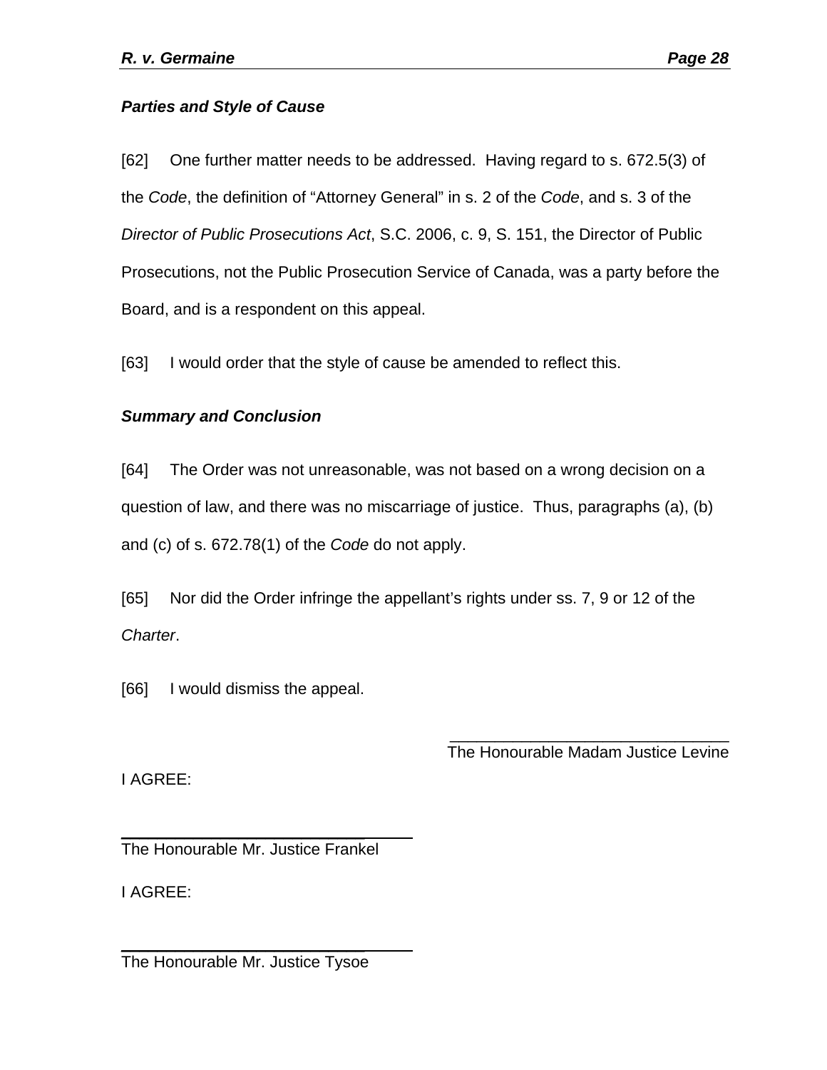### *Parties and Style of Cause*

[62] One further matter needs to be addressed. Having regard to s. 672.5(3) of the *Code*, the definition of “Attorney General” in s. 2 of the *Code*, and s. 3 of the *Director of Public Prosecutions Act*, S.C. 2006, c. 9, S. 151, the Director of Public Prosecutions, not the Public Prosecution Service of Canada, was a party before the Board, and is a respondent on this appeal.

[63] I would order that the style of cause be amended to reflect this.

### *Summary and Conclusion*

[64] The Order was not unreasonable, was not based on a wrong decision on a question of law, and there was no miscarriage of justice. Thus, paragraphs (a), (b) and (c) of s. 672.78(1) of the *Code* do not apply.

[65] Nor did the Order infringe the appellant’s rights under ss. 7, 9 or 12 of the *Charter*.

[66] I would dismiss the appeal.

The Honourable Madam Justice Levine

I AGREE:

The Honourable Mr. Justice Frankel

I AGREE:

The Honourable Mr. Justice Tysoe